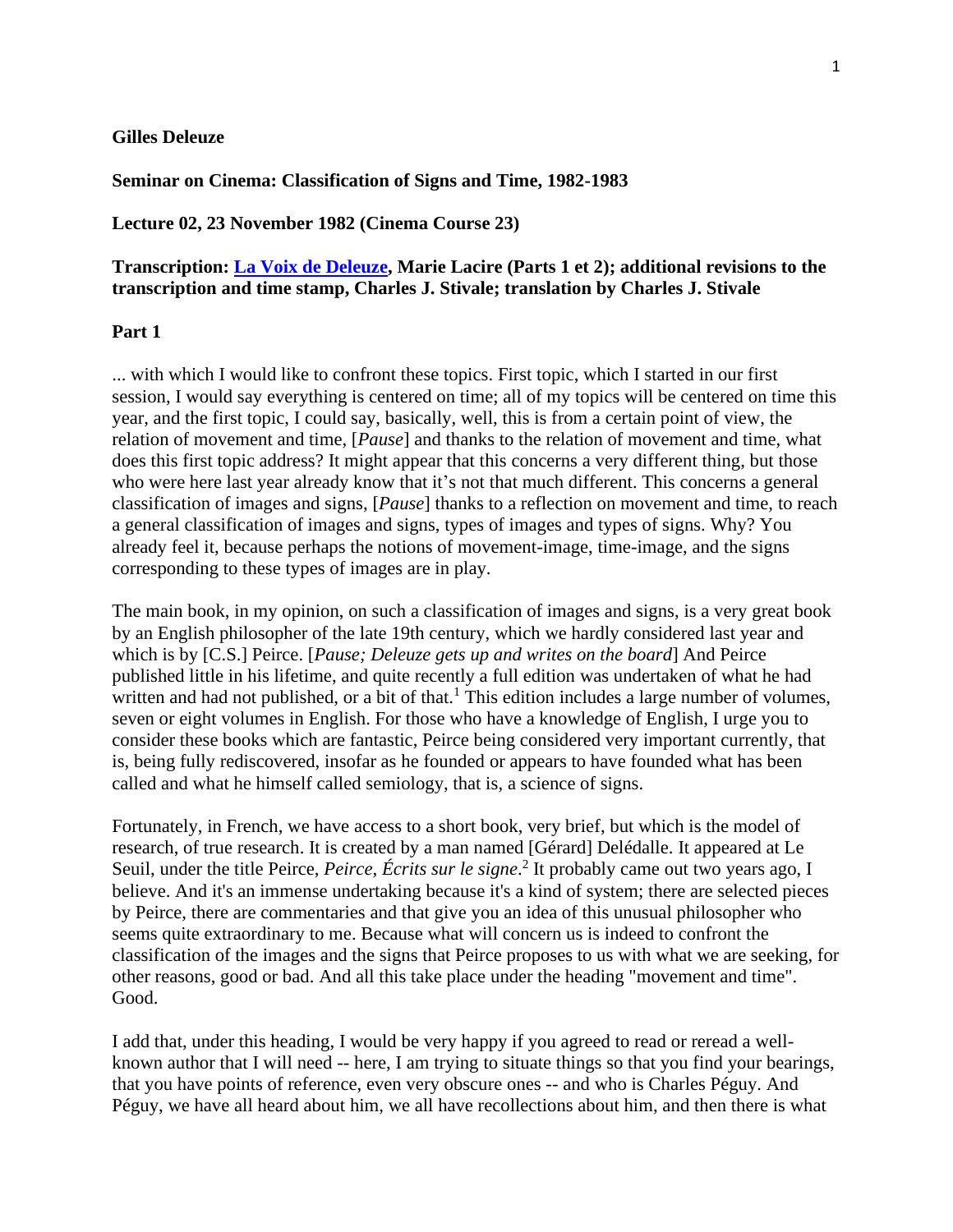**Gilles Deleuze**

**Seminar on Cinema: Classification of Signs and Time, 1982-1983**

**Lecture 02, 23 November 1982 (Cinema Course 23)**

**Transcription: La Voix de Deleuze, Marie Lacire (Parts 1 et 2); additional revisions to the transcription and time stamp, Charles J. Stivale; translation by Charles J. Stivale**

**Part 1**

... with which I would like to confront these topics. First topic, which I started in our first session, I would say everything is centered on time; all of my topics will be centered on time this year, and the first topic, I could say, basically, well, this is from a certain point of view, the relation of movement and time, [*Pause*] and thanks to the relation of movement and time, what does this first topic address? It might appear that this concerns a very different thing, but those who were here last year already know that it's not that much different. This concerns a general classification of images and signs, [*Pause*] thanks to a reflection on movement and time, to reach a general classification of images and signs, types of images and types of signs. Why? You already feel it, because perhaps the notions of movement-image, time-image, and the signs corresponding to these types of images are in play.

The main book, in my opinion, on such a classification of images and signs, is a very great book by an English philosopher of the late 19th century, which we hardly considered last year and which is by [C.S.] Peirce. [*Pause; Deleuze gets up and writes on the board*] And Peirce published little in his lifetime, and quite recently a full edition was undertaken of what he had written and had not published, or a bit of that.[1] This edition includes a large number of volumes, seven or eight volumes in English. For those who have a knowledge of English, I urge you to consider these books which are fantastic, Peirce being considered very important currently, that is, being fully rediscovered, insofar as he founded or appears to have founded what has been called and what he himself called semiology, that is, a science of signs.

Fortunately, in French, we have access to a short book, very brief, but which is the model of research, of true research. It is created by a man named [Gérard] Delédalle. It appeared at Le Seuil, under the title Peirce, *Peirce, Écrits sur le signe*.[2] It probably came out two years ago, I believe. And it's an immense undertaking because it's a kind of system; there are selected pieces by Peirce, there are commentaries and that give you an idea of this unusual philosopher who seems quite extraordinary to me. Because what will concern us is indeed to confront the classification of the images and the signs that Peirce proposes to us with what we are seeking, for other reasons, good or bad. And all this take place under the heading "movement and time". Good.

I add that, under this heading, I would be very happy if you agreed to read or reread a well-known author that I will need -- here, I am trying to situate things so that you find your bearings, that you have points of reference, even very obscure ones -- and who is Charles Péguy. And Péguy, we have all heard about him, we all have recollections about him, and then there is what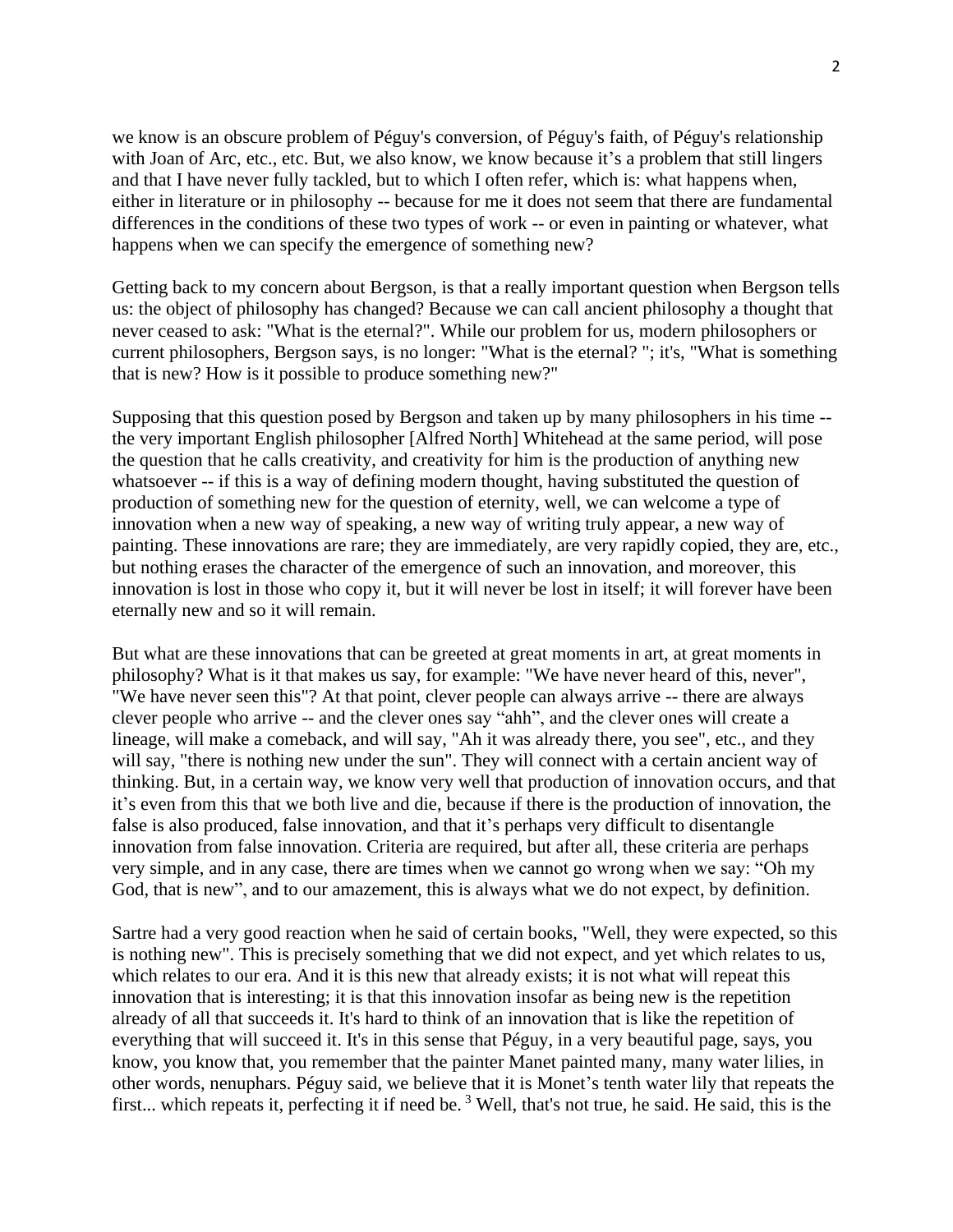we know is an obscure problem of Péguy's conversion, of Péguy's faith, of Péguy's relationship with Joan of Arc, etc., etc. But, we also know, we know because it's a problem that still lingers and that I have never fully tackled, but to which I often refer, which is: what happens when, either in literature or in philosophy -- because for me it does not seem that there are fundamental differences in the conditions of these two types of work -- or even in painting or whatever, what happens when we can specify the emergence of something new?

Getting back to my concern about Bergson, is that a really important question when Bergson tells us: the object of philosophy has changed? Because we can call ancient philosophy a thought that never ceased to ask: "What is the eternal?". While our problem for us, modern philosophers or current philosophers, Bergson says, is no longer: "What is the eternal? "; it's, "What is something that is new? How is it possible to produce something new?"

Supposing that this question posed by Bergson and taken up by many philosophers in his time -- the very important English philosopher [Alfred North] Whitehead at the same period, will pose the question that he calls creativity, and creativity for him is the production of anything new whatsoever -- if this is a way of defining modern thought, having substituted the question of production of something new for the question of eternity, well, we can welcome a type of innovation when a new way of speaking, a new way of writing truly appear, a new way of painting. These innovations are rare; they are immediately, are very rapidly copied, they are, etc., but nothing erases the character of the emergence of such an innovation, and moreover, this innovation is lost in those who copy it, but it will never be lost in itself; it will forever have been eternally new and so it will remain.

But what are these innovations that can be greeted at great moments in art, at great moments in philosophy? What is it that makes us say, for example: "We have never heard of this, never", "We have never seen this"? At that point, clever people can always arrive -- there are always clever people who arrive -- and the clever ones say "ahh", and the clever ones will create a lineage, will make a comeback, and will say, "Ah it was already there, you see", etc., and they will say, "there is nothing new under the sun". They will connect with a certain ancient way of thinking. But, in a certain way, we know very well that production of innovation occurs, and that it's even from this that we both live and die, because if there is the production of innovation, the false is also produced, false innovation, and that it's perhaps very difficult to disentangle innovation from false innovation. Criteria are required, but after all, these criteria are perhaps very simple, and in any case, there are times when we cannot go wrong when we say: "Oh my God, that is new", and to our amazement, this is always what we do not expect, by definition.

Sartre had a very good reaction when he said of certain books, "Well, they were expected, so this is nothing new". This is precisely something that we did not expect, and yet which relates to us, which relates to our era. And it is this new that already exists; it is not what will repeat this innovation that is interesting; it is that this innovation insofar as being new is the repetition already of all that succeeds it. It's hard to think of an innovation that is like the repetition of everything that will succeed it. It's in this sense that Péguy, in a very beautiful page, says, you know, you know that, you remember that the painter Manet painted many, many water lilies, in other words, nenuphars. Péguy said, we believe that it is Monet's tenth water lily that repeats the first... which repeats it, perfecting it if need be. [3] Well, that's not true, he said. He said, this is the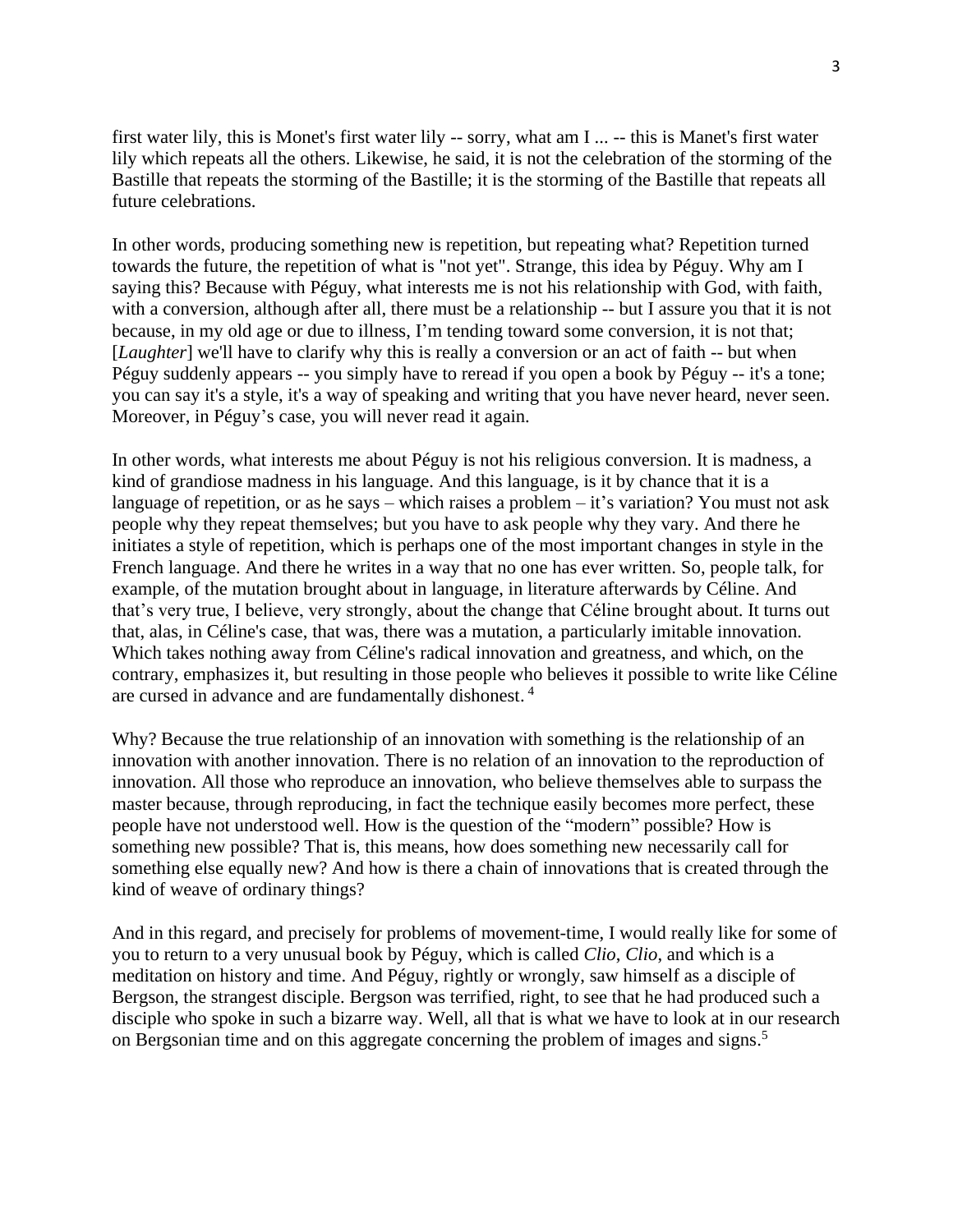first water lily, this is Monet's first water lily -- sorry, what am I ... -- this is Manet's first water lily which repeats all the others. Likewise, he said, it is not the celebration of the storming of the Bastille that repeats the storming of the Bastille; it is the storming of the Bastille that repeats all future celebrations.

In other words, producing something new is repetition, but repeating what? Repetition turned towards the future, the repetition of what is "not yet". Strange, this idea by Péguy. Why am I saying this? Because with Péguy, what interests me is not his relationship with God, with faith, with a conversion, although after all, there must be a relationship -- but I assure you that it is not because, in my old age or due to illness, I'm tending toward some conversion, it is not that; [*Laughter*] we'll have to clarify why this is really a conversion or an act of faith -- but when Péguy suddenly appears -- you simply have to reread if you open a book by Péguy -- it's a tone; you can say it's a style, it's a way of speaking and writing that you have never heard, never seen. Moreover, in Péguy's case, you will never read it again.

In other words, what interests me about Péguy is not his religious conversion. It is madness, a kind of grandiose madness in his language. And this language, is it by chance that it is a language of repetition, or as he says – which raises a problem – it's variation? You must not ask people why they repeat themselves; but you have to ask people why they vary. And there he initiates a style of repetition, which is perhaps one of the most important changes in style in the French language. And there he writes in a way that no one has ever written. So, people talk, for example, of the mutation brought about in language, in literature afterwards by Céline. And that's very true, I believe, very strongly, about the change that Céline brought about. It turns out that, alas, in Céline's case, that was, there was a mutation, a particularly imitable innovation. Which takes nothing away from Céline's radical innovation and greatness, and which, on the contrary, emphasizes it, but resulting in those people who believes it possible to write like Céline are cursed in advance and are fundamentally dishonest.[4]

Why? Because the true relationship of an innovation with something is the relationship of an innovation with another innovation. There is no relation of an innovation to the reproduction of innovation. All those who reproduce an innovation, who believe themselves able to surpass the master because, through reproducing, in fact the technique easily becomes more perfect, these people have not understood well. How is the question of the "modern" possible? How is something new possible? That is, this means, how does something new necessarily call for something else equally new? And how is there a chain of innovations that is created through the kind of weave of ordinary things?

And in this regard, and precisely for problems of movement-time, I would really like for some of you to return to a very unusual book by Péguy, which is called *Clio*, *Clio*, and which is a meditation on history and time. And Péguy, rightly or wrongly, saw himself as a disciple of Bergson, the strangest disciple. Bergson was terrified, right, to see that he had produced such a disciple who spoke in such a bizarre way. Well, all that is what we have to look at in our research on Bergsonian time and on this aggregate concerning the problem of images and signs.[5]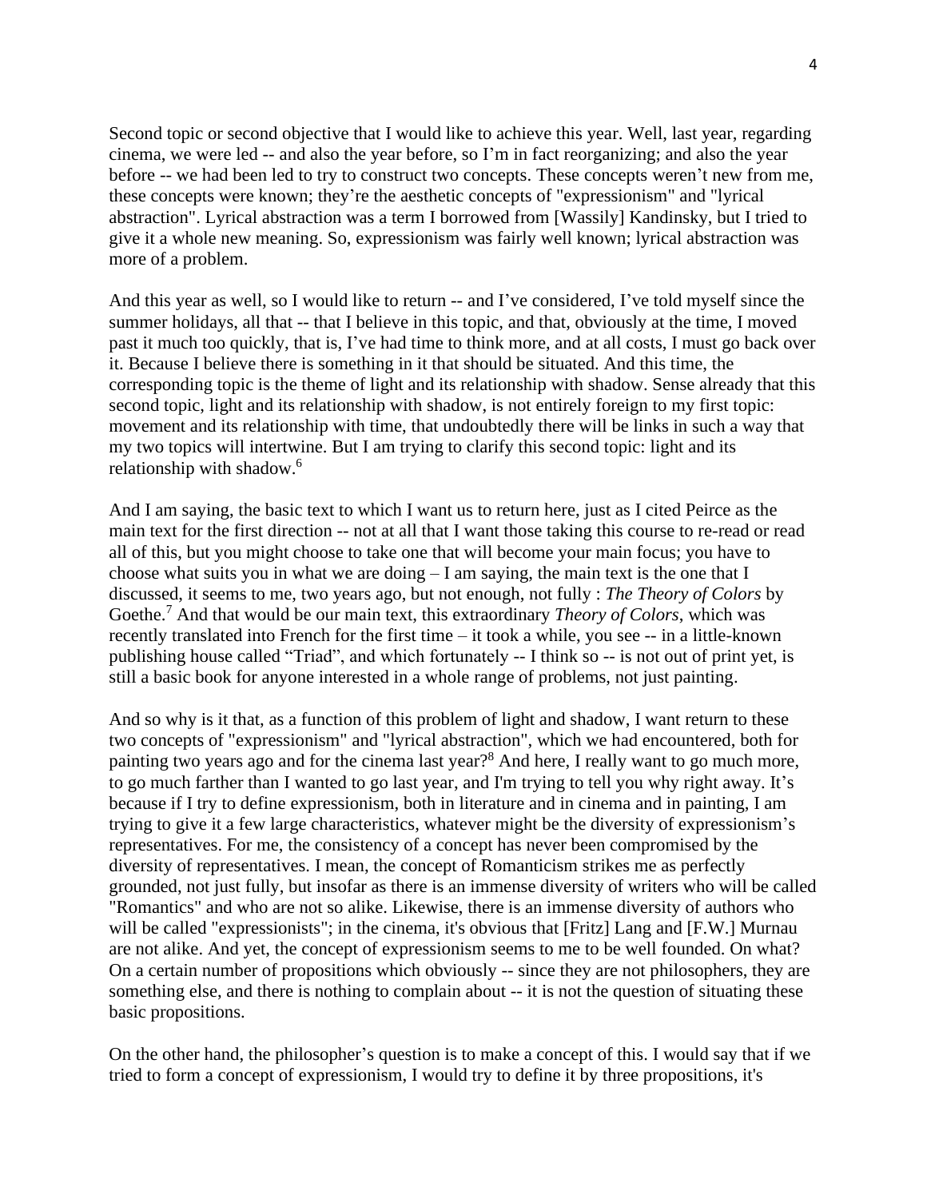Second topic or second objective that I would like to achieve this year. Well, last year, regarding cinema, we were led -- and also the year before, so I'm in fact reorganizing; and also the year before -- we had been led to try to construct two concepts. These concepts weren't new from me, these concepts were known; they're the aesthetic concepts of "expressionism" and "lyrical abstraction". Lyrical abstraction was a term I borrowed from [Wassily] Kandinsky, but I tried to give it a whole new meaning. So, expressionism was fairly well known; lyrical abstraction was more of a problem.

And this year as well, so I would like to return -- and I've considered, I've told myself since the summer holidays, all that -- that I believe in this topic, and that, obviously at the time, I moved past it much too quickly, that is, I've had time to think more, and at all costs, I must go back over it. Because I believe there is something in it that should be situated. And this time, the corresponding topic is the theme of light and its relationship with shadow. Sense already that this second topic, light and its relationship with shadow, is not entirely foreign to my first topic: movement and its relationship with time, that undoubtedly there will be links in such a way that my two topics will intertwine. But I am trying to clarify this second topic: light and its relationship with shadow.[6]

And I am saying, the basic text to which I want us to return here, just as I cited Peirce as the main text for the first direction -- not at all that I want those taking this course to re-read or read all of this, but you might choose to take one that will become your main focus; you have to choose what suits you in what we are doing – I am saying, the main text is the one that I discussed, it seems to me, two years ago, but not enough, not fully : *The Theory of Colors* by Goethe.[7] And that would be our main text, this extraordinary *Theory of Colors*, which was recently translated into French for the first time – it took a while, you see -- in a little-known publishing house called "Triad", and which fortunately -- I think so -- is not out of print yet, is still a basic book for anyone interested in a whole range of problems, not just painting.

And so why is it that, as a function of this problem of light and shadow, I want return to these two concepts of "expressionism" and "lyrical abstraction", which we had encountered, both for painting two years ago and for the cinema last year?[8] And here, I really want to go much more, to go much farther than I wanted to go last year, and I'm trying to tell you why right away. It's because if I try to define expressionism, both in literature and in cinema and in painting, I am trying to give it a few large characteristics, whatever might be the diversity of expressionism's representatives. For me, the consistency of a concept has never been compromised by the diversity of representatives. I mean, the concept of Romanticism strikes me as perfectly grounded, not just fully, but insofar as there is an immense diversity of writers who will be called "Romantics" and who are not so alike. Likewise, there is an immense diversity of authors who will be called "expressionists"; in the cinema, it's obvious that [Fritz] Lang and [F.W.] Murnau are not alike. And yet, the concept of expressionism seems to me to be well founded. On what? On a certain number of propositions which obviously -- since they are not philosophers, they are something else, and there is nothing to complain about -- it is not the question of situating these basic propositions.

On the other hand, the philosopher's question is to make a concept of this. I would say that if we tried to form a concept of expressionism, I would try to define it by three propositions, it's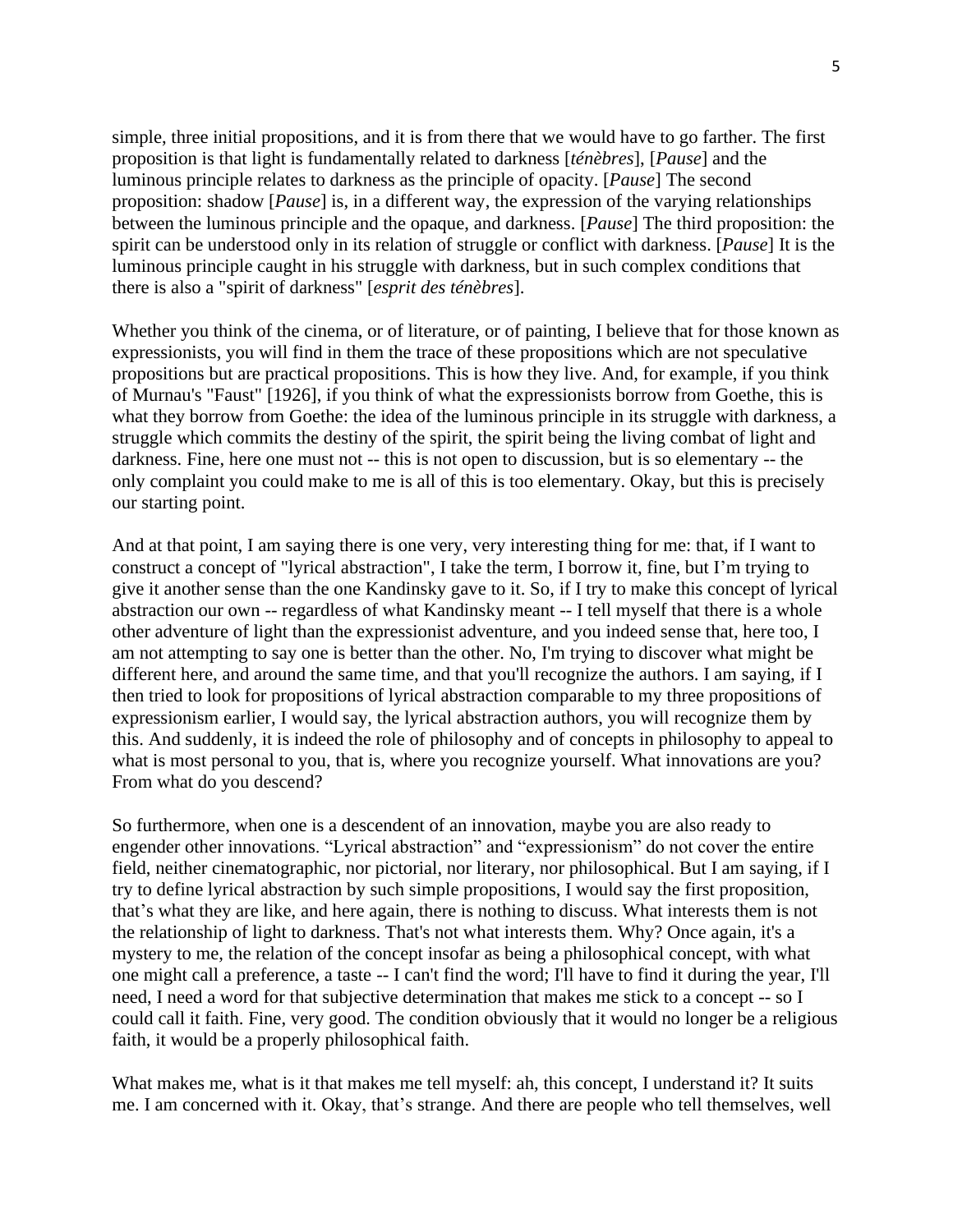simple, three initial propositions, and it is from there that we would have to go farther. The first proposition is that light is fundamentally related to darkness [*ténèbres*], [*Pause*] and the luminous principle relates to darkness as the principle of opacity. [*Pause*] The second proposition: shadow [*Pause*] is, in a different way, the expression of the varying relationships between the luminous principle and the opaque, and darkness. [*Pause*] The third proposition: the spirit can be understood only in its relation of struggle or conflict with darkness. [*Pause*] It is the luminous principle caught in his struggle with darkness, but in such complex conditions that there is also a "spirit of darkness" [*esprit des ténèbres*].

Whether you think of the cinema, or of literature, or of painting, I believe that for those known as expressionists, you will find in them the trace of these propositions which are not speculative propositions but are practical propositions. This is how they live. And, for example, if you think of Murnau's "Faust" [1926], if you think of what the expressionists borrow from Goethe, this is what they borrow from Goethe: the idea of the luminous principle in its struggle with darkness, a struggle which commits the destiny of the spirit, the spirit being the living combat of light and darkness. Fine, here one must not -- this is not open to discussion, but is so elementary -- the only complaint you could make to me is all of this is too elementary. Okay, but this is precisely our starting point.

And at that point, I am saying there is one very, very interesting thing for me: that, if I want to construct a concept of "lyrical abstraction", I take the term, I borrow it, fine, but I'm trying to give it another sense than the one Kandinsky gave to it. So, if I try to make this concept of lyrical abstraction our own -- regardless of what Kandinsky meant -- I tell myself that there is a whole other adventure of light than the expressionist adventure, and you indeed sense that, here too, I am not attempting to say one is better than the other. No, I'm trying to discover what might be different here, and around the same time, and that you'll recognize the authors. I am saying, if I then tried to look for propositions of lyrical abstraction comparable to my three propositions of expressionism earlier, I would say, the lyrical abstraction authors, you will recognize them by this. And suddenly, it is indeed the role of philosophy and of concepts in philosophy to appeal to what is most personal to you, that is, where you recognize yourself. What innovations are you? From what do you descend?

So furthermore, when one is a descendent of an innovation, maybe you are also ready to engender other innovations. "Lyrical abstraction" and "expressionism" do not cover the entire field, neither cinematographic, nor pictorial, nor literary, nor philosophical. But I am saying, if I try to define lyrical abstraction by such simple propositions, I would say the first proposition, that's what they are like, and here again, there is nothing to discuss. What interests them is not the relationship of light to darkness. That's not what interests them. Why? Once again, it's a mystery to me, the relation of the concept insofar as being a philosophical concept, with what one might call a preference, a taste -- I can't find the word; I'll have to find it during the year, I'll need, I need a word for that subjective determination that makes me stick to a concept -- so I could call it faith. Fine, very good. The condition obviously that it would no longer be a religious faith, it would be a properly philosophical faith.

What makes me, what is it that makes me tell myself: ah, this concept, I understand it? It suits me. I am concerned with it. Okay, that's strange. And there are people who tell themselves, well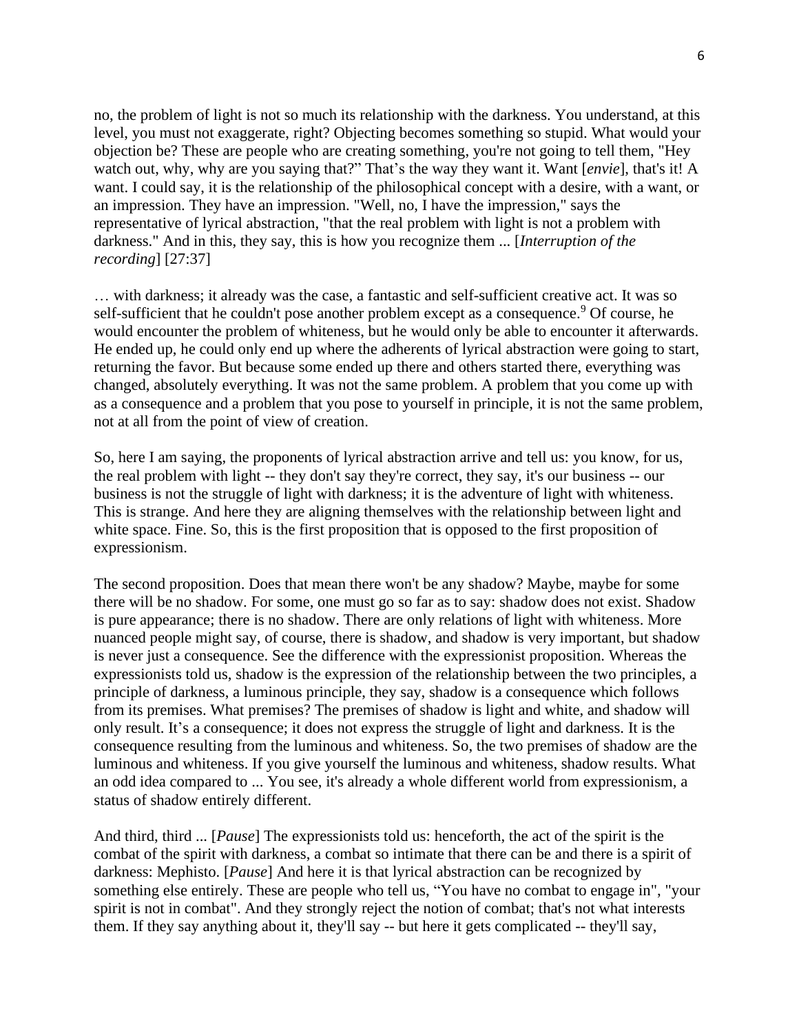no, the problem of light is not so much its relationship with the darkness. You understand, at this level, you must not exaggerate, right? Objecting becomes something so stupid. What would your objection be? These are people who are creating something, you're not going to tell them, "Hey watch out, why, why are you saying that?" That's the way they want it. Want [*envie*], that's it! A want. I could say, it is the relationship of the philosophical concept with a desire, with a want, or an impression. They have an impression. "Well, no, I have the impression," says the representative of lyrical abstraction, "that the real problem with light is not a problem with darkness." And in this, they say, this is how you recognize them ... [*Interruption of the recording*] [27:37]

… with darkness; it already was the case, a fantastic and self-sufficient creative act. It was so self-sufficient that he couldn't pose another problem except as a consequence.[9] Of course, he would encounter the problem of whiteness, but he would only be able to encounter it afterwards. He ended up, he could only end up where the adherents of lyrical abstraction were going to start, returning the favor. But because some ended up there and others started there, everything was changed, absolutely everything. It was not the same problem. A problem that you come up with as a consequence and a problem that you pose to yourself in principle, it is not the same problem, not at all from the point of view of creation.

So, here I am saying, the proponents of lyrical abstraction arrive and tell us: you know, for us, the real problem with light -- they don't say they're correct, they say, it's our business -- our business is not the struggle of light with darkness; it is the adventure of light with whiteness. This is strange. And here they are aligning themselves with the relationship between light and white space. Fine. So, this is the first proposition that is opposed to the first proposition of expressionism.

The second proposition. Does that mean there won't be any shadow? Maybe, maybe for some there will be no shadow. For some, one must go so far as to say: shadow does not exist. Shadow is pure appearance; there is no shadow. There are only relations of light with whiteness. More nuanced people might say, of course, there is shadow, and shadow is very important, but shadow is never just a consequence. See the difference with the expressionist proposition. Whereas the expressionists told us, shadow is the expression of the relationship between the two principles, a principle of darkness, a luminous principle, they say, shadow is a consequence which follows from its premises. What premises? The premises of shadow is light and white, and shadow will only result. It's a consequence; it does not express the struggle of light and darkness. It is the consequence resulting from the luminous and whiteness. So, the two premises of shadow are the luminous and whiteness. If you give yourself the luminous and whiteness, shadow results. What an odd idea compared to ... You see, it's already a whole different world from expressionism, a status of shadow entirely different.

And third, third ... [*Pause*] The expressionists told us: henceforth, the act of the spirit is the combat of the spirit with darkness, a combat so intimate that there can be and there is a spirit of darkness: Mephisto. [*Pause*] And here it is that lyrical abstraction can be recognized by something else entirely. These are people who tell us, "You have no combat to engage in", "your spirit is not in combat". And they strongly reject the notion of combat; that's not what interests them. If they say anything about it, they'll say -- but here it gets complicated -- they'll say,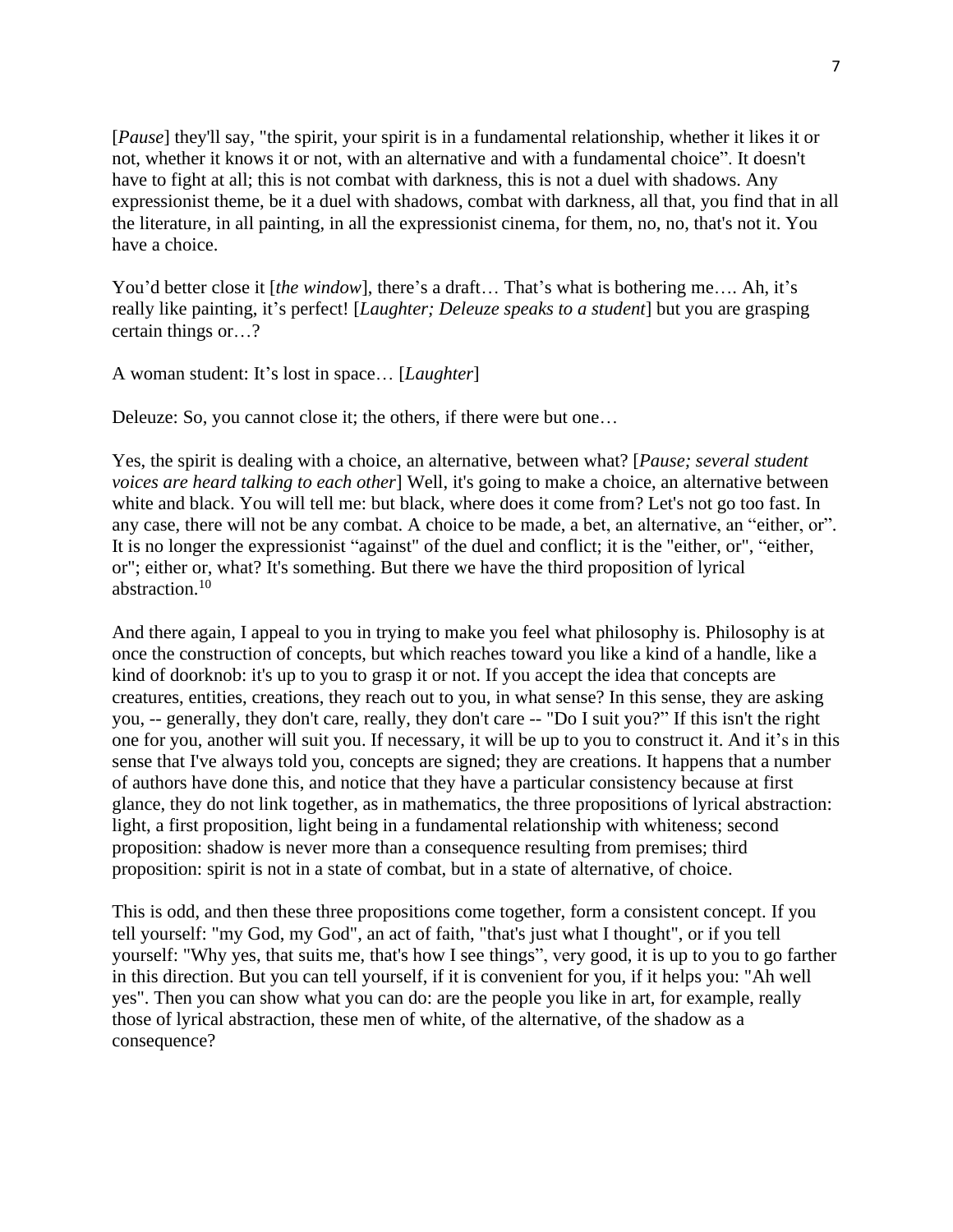[*Pause*] they'll say, "the spirit, your spirit is in a fundamental relationship, whether it likes it or not, whether it knows it or not, with an alternative and with a fundamental choice". It doesn't have to fight at all; this is not combat with darkness, this is not a duel with shadows. Any expressionist theme, be it a duel with shadows, combat with darkness, all that, you find that in all the literature, in all painting, in all the expressionist cinema, for them, no, no, that's not it. You have a choice.

You'd better close it [*the window*], there's a draft… That's what is bothering me…. Ah, it's really like painting, it's perfect! [*Laughter; Deleuze speaks to a student*] but you are grasping certain things or…?

A woman student: It's lost in space… [*Laughter*]

Deleuze: So, you cannot close it; the others, if there were but one…

Yes, the spirit is dealing with a choice, an alternative, between what? [*Pause; several student voices are heard talking to each other*] Well, it's going to make a choice, an alternative between white and black. You will tell me: but black, where does it come from? Let's not go too fast. In any case, there will not be any combat. A choice to be made, a bet, an alternative, an "either, or". It is no longer the expressionist "against" of the duel and conflict; it is the "either, or", "either, or"; either or, what? It's something. But there we have the third proposition of lyrical abstraction.[10]

And there again, I appeal to you in trying to make you feel what philosophy is. Philosophy is at once the construction of concepts, but which reaches toward you like a kind of a handle, like a kind of doorknob: it's up to you to grasp it or not. If you accept the idea that concepts are creatures, entities, creations, they reach out to you, in what sense? In this sense, they are asking you, -- generally, they don't care, really, they don't care -- "Do I suit you?" If this isn't the right one for you, another will suit you. If necessary, it will be up to you to construct it. And it's in this sense that I've always told you, concepts are signed; they are creations. It happens that a number of authors have done this, and notice that they have a particular consistency because at first glance, they do not link together, as in mathematics, the three propositions of lyrical abstraction: light, a first proposition, light being in a fundamental relationship with whiteness; second proposition: shadow is never more than a consequence resulting from premises; third proposition: spirit is not in a state of combat, but in a state of alternative, of choice.

This is odd, and then these three propositions come together, form a consistent concept. If you tell yourself: "my God, my God", an act of faith, "that's just what I thought", or if you tell yourself: "Why yes, that suits me, that's how I see things", very good, it is up to you to go farther in this direction. But you can tell yourself, if it is convenient for you, if it helps you: "Ah well yes". Then you can show what you can do: are the people you like in art, for example, really those of lyrical abstraction, these men of white, of the alternative, of the shadow as a consequence?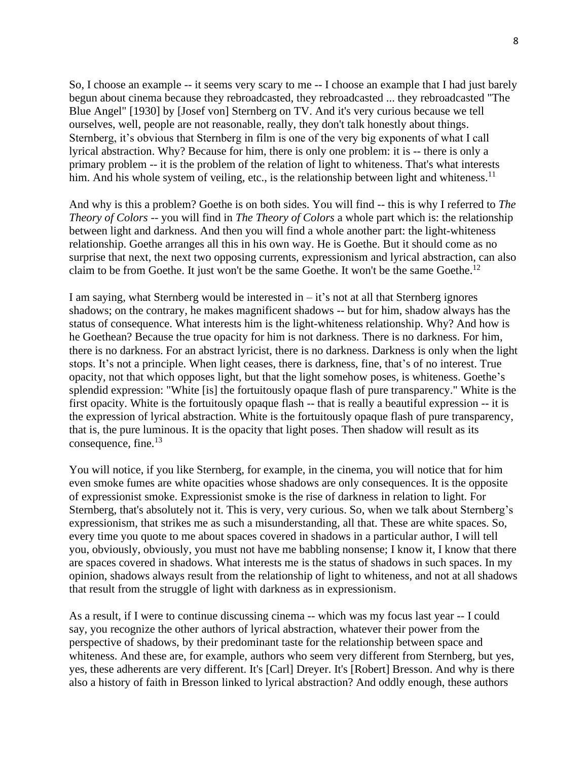So, I choose an example -- it seems very scary to me -- I choose an example that I had just barely begun about cinema because they rebroadcasted, they rebroadcasted ... they rebroadcasted "The Blue Angel" [1930] by [Josef von] Sternberg on TV. And it's very curious because we tell ourselves, well, people are not reasonable, really, they don't talk honestly about things. Sternberg, it's obvious that Sternberg in film is one of the very big exponents of what I call lyrical abstraction. Why? Because for him, there is only one problem: it is -- there is only a primary problem -- it is the problem of the relation of light to whiteness. That's what interests him. And his whole system of veiling, etc., is the relationship between light and whiteness.[11]

And why is this a problem? Goethe is on both sides. You will find -- this is why I referred to *The Theory of Colors* -- you will find in *The Theory of Colors* a whole part which is: the relationship between light and darkness. And then you will find a whole another part: the light-whiteness relationship. Goethe arranges all this in his own way. He is Goethe. But it should come as no surprise that next, the next two opposing currents, expressionism and lyrical abstraction, can also claim to be from Goethe. It just won't be the same Goethe. It won't be the same Goethe.[12]

I am saying, what Sternberg would be interested in – it's not at all that Sternberg ignores shadows; on the contrary, he makes magnificent shadows -- but for him, shadow always has the status of consequence. What interests him is the light-whiteness relationship. Why? And how is he Goethean? Because the true opacity for him is not darkness. There is no darkness. For him, there is no darkness. For an abstract lyricist, there is no darkness. Darkness is only when the light stops. It's not a principle. When light ceases, there is darkness, fine, that's of no interest. True opacity, not that which opposes light, but that the light somehow poses, is whiteness. Goethe's splendid expression: "White [is] the fortuitously opaque flash of pure transparency." White is the first opacity. White is the fortuitously opaque flash -- that is really a beautiful expression -- it is the expression of lyrical abstraction. White is the fortuitously opaque flash of pure transparency, that is, the pure luminous. It is the opacity that light poses. Then shadow will result as its consequence, fine.[13]

You will notice, if you like Sternberg, for example, in the cinema, you will notice that for him even smoke fumes are white opacities whose shadows are only consequences. It is the opposite of expressionist smoke. Expressionist smoke is the rise of darkness in relation to light. For Sternberg, that's absolutely not it. This is very, very curious. So, when we talk about Sternberg's expressionism, that strikes me as such a misunderstanding, all that. These are white spaces. So, every time you quote to me about spaces covered in shadows in a particular author, I will tell you, obviously, obviously, you must not have me babbling nonsense; I know it, I know that there are spaces covered in shadows. What interests me is the status of shadows in such spaces. In my opinion, shadows always result from the relationship of light to whiteness, and not at all shadows that result from the struggle of light with darkness as in expressionism.

As a result, if I were to continue discussing cinema -- which was my focus last year -- I could say, you recognize the other authors of lyrical abstraction, whatever their power from the perspective of shadows, by their predominant taste for the relationship between space and whiteness. And these are, for example, authors who seem very different from Sternberg, but yes, yes, these adherents are very different. It's [Carl] Dreyer. It's [Robert] Bresson. And why is there also a history of faith in Bresson linked to lyrical abstraction? And oddly enough, these authors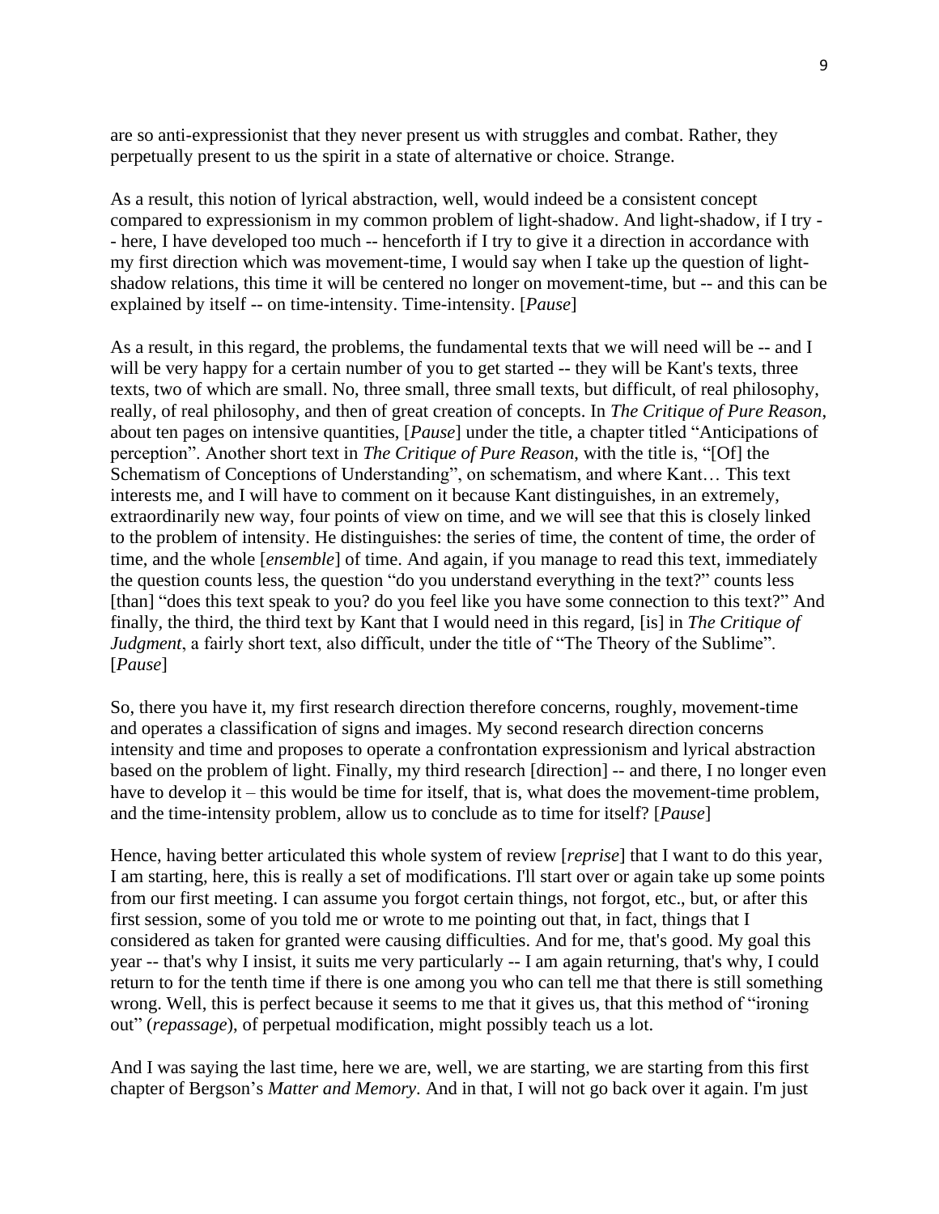are so anti-expressionist that they never present us with struggles and combat. Rather, they perpetually present to us the spirit in a state of alternative or choice. Strange.

As a result, this notion of lyrical abstraction, well, would indeed be a consistent concept compared to expressionism in my common problem of light-shadow. And light-shadow, if I try -- here, I have developed too much -- henceforth if I try to give it a direction in accordance with my first direction which was movement-time, I would say when I take up the question of light-shadow relations, this time it will be centered no longer on movement-time, but -- and this can be explained by itself -- on time-intensity. Time-intensity. [*Pause*]

As a result, in this regard, the problems, the fundamental texts that we will need will be -- and I will be very happy for a certain number of you to get started -- they will be Kant's texts, three texts, two of which are small. No, three small, three small texts, but difficult, of real philosophy, really, of real philosophy, and then of great creation of concepts. In *The Critique of Pure Reason*, about ten pages on intensive quantities, [*Pause*] under the title, a chapter titled "Anticipations of perception". Another short text in *The Critique of Pure Reason*, with the title is, "[Of] the Schematism of Conceptions of Understanding", on schematism, and where Kant… This text interests me, and I will have to comment on it because Kant distinguishes, in an extremely, extraordinarily new way, four points of view on time, and we will see that this is closely linked to the problem of intensity. He distinguishes: the series of time, the content of time, the order of time, and the whole [*ensemble*] of time. And again, if you manage to read this text, immediately the question counts less, the question "do you understand everything in the text?" counts less [than] "does this text speak to you? do you feel like you have some connection to this text?" And finally, the third, the third text by Kant that I would need in this regard, [is] in *The Critique of Judgment*, a fairly short text, also difficult, under the title of "The Theory of the Sublime". [*Pause*]

So, there you have it, my first research direction therefore concerns, roughly, movement-time and operates a classification of signs and images. My second research direction concerns intensity and time and proposes to operate a confrontation expressionism and lyrical abstraction based on the problem of light. Finally, my third research [direction] -- and there, I no longer even have to develop it – this would be time for itself, that is, what does the movement-time problem, and the time-intensity problem, allow us to conclude as to time for itself? [*Pause*]

Hence, having better articulated this whole system of review [*reprise*] that I want to do this year, I am starting, here, this is really a set of modifications. I'll start over or again take up some points from our first meeting. I can assume you forgot certain things, not forgot, etc., but, or after this first session, some of you told me or wrote to me pointing out that, in fact, things that I considered as taken for granted were causing difficulties. And for me, that's good. My goal this year -- that's why I insist, it suits me very particularly -- I am again returning, that's why, I could return to for the tenth time if there is one among you who can tell me that there is still something wrong. Well, this is perfect because it seems to me that it gives us, that this method of "ironing out" (*repassage*), of perpetual modification, might possibly teach us a lot.

And I was saying the last time, here we are, well, we are starting, we are starting from this first chapter of Bergson's *Matter and Memory*. And in that, I will not go back over it again. I'm just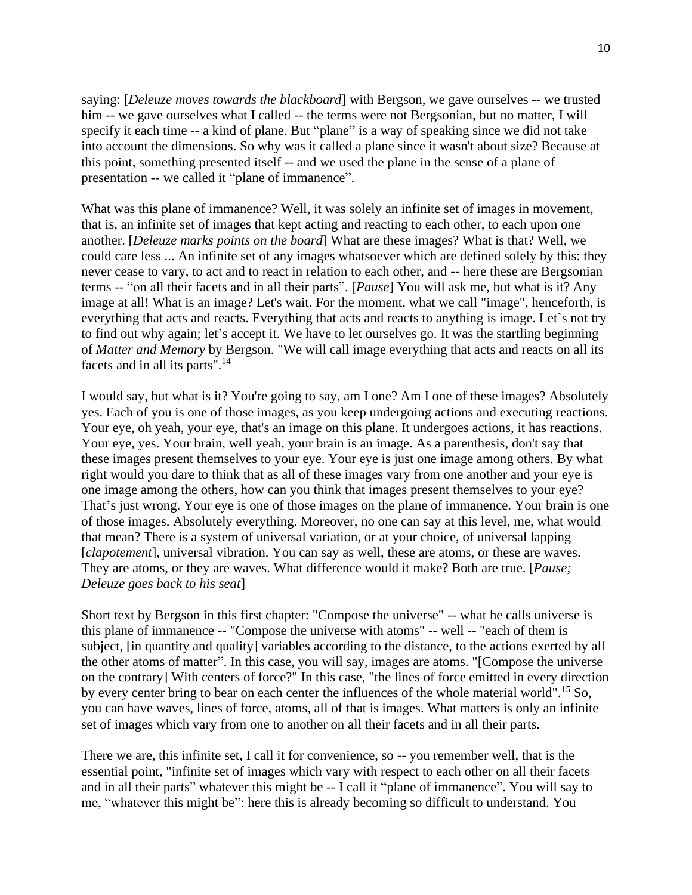saying: [*Deleuze moves towards the blackboard*] with Bergson, we gave ourselves -- we trusted him -- we gave ourselves what I called -- the terms were not Bergsonian, but no matter, I will specify it each time -- a kind of plane. But "plane" is a way of speaking since we did not take into account the dimensions. So why was it called a plane since it wasn't about size? Because at this point, something presented itself -- and we used the plane in the sense of a plane of presentation -- we called it "plane of immanence".

What was this plane of immanence? Well, it was solely an infinite set of images in movement, that is, an infinite set of images that kept acting and reacting to each other, to each upon one another. [*Deleuze marks points on the board*] What are these images? What is that? Well, we could care less ... An infinite set of any images whatsoever which are defined solely by this: they never cease to vary, to act and to react in relation to each other, and -- here these are Bergsonian terms -- "on all their facets and in all their parts". [*Pause*] You will ask me, but what is it? Any image at all! What is an image? Let's wait. For the moment, what we call "image", henceforth, is everything that acts and reacts. Everything that acts and reacts to anything is image. Let's not try to find out why again; let's accept it. We have to let ourselves go. It was the startling beginning of *Matter and Memory* by Bergson. "We will call image everything that acts and reacts on all its facets and in all its parts".[14]

I would say, but what is it? You're going to say, am I one? Am I one of these images? Absolutely yes. Each of you is one of those images, as you keep undergoing actions and executing reactions. Your eye, oh yeah, your eye, that's an image on this plane. It undergoes actions, it has reactions. Your eye, yes. Your brain, well yeah, your brain is an image. As a parenthesis, don't say that these images present themselves to your eye. Your eye is just one image among others. By what right would you dare to think that as all of these images vary from one another and your eye is one image among the others, how can you think that images present themselves to your eye? That's just wrong. Your eye is one of those images on the plane of immanence. Your brain is one of those images. Absolutely everything. Moreover, no one can say at this level, me, what would that mean? There is a system of universal variation, or at your choice, of universal lapping [*clapotement*], universal vibration. You can say as well, these are atoms, or these are waves. They are atoms, or they are waves. What difference would it make? Both are true. [*Pause; Deleuze goes back to his seat*]

Short text by Bergson in this first chapter: "Compose the universe" -- what he calls universe is this plane of immanence -- "Compose the universe with atoms" -- well -- "each of them is subject, [in quantity and quality] variables according to the distance, to the actions exerted by all the other atoms of matter". In this case, you will say, images are atoms. "[Compose the universe on the contrary] With centers of force?" In this case, "the lines of force emitted in every direction by every center bring to bear on each center the influences of the whole material world".[15] So, you can have waves, lines of force, atoms, all of that is images. What matters is only an infinite set of images which vary from one to another on all their facets and in all their parts.

There we are, this infinite set, I call it for convenience, so -- you remember well, that is the essential point, "infinite set of images which vary with respect to each other on all their facets and in all their parts" whatever this might be -- I call it "plane of immanence". You will say to me, "whatever this might be": here this is already becoming so difficult to understand. You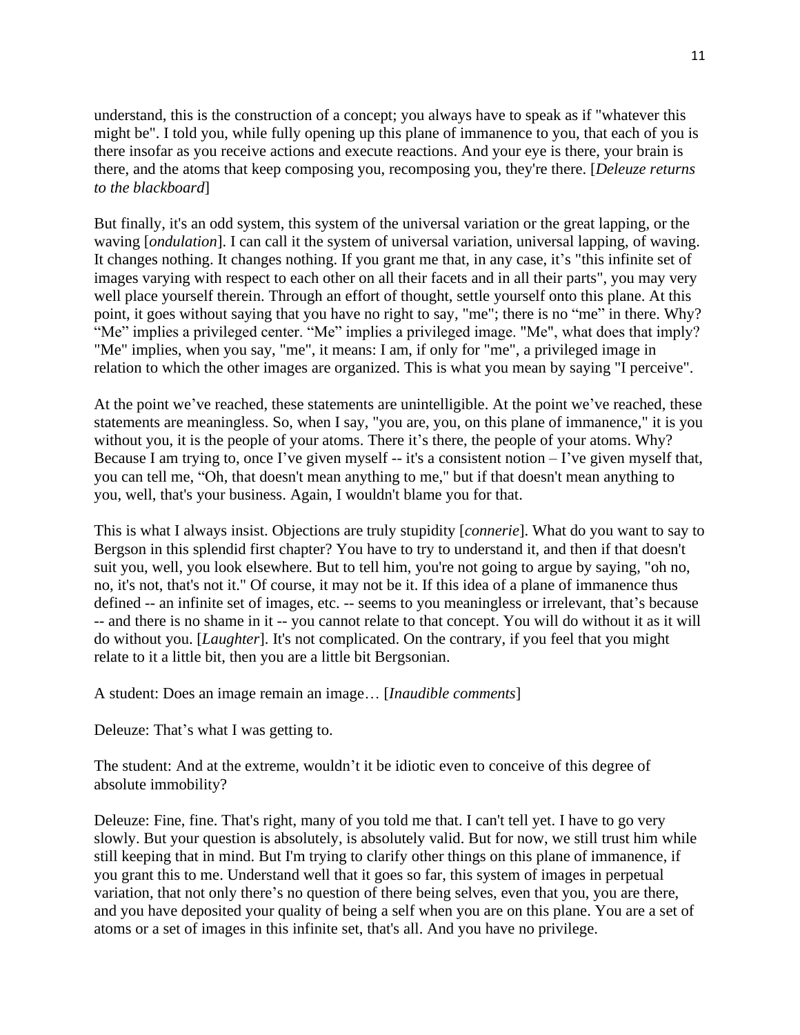understand, this is the construction of a concept; you always have to speak as if "whatever this might be". I told you, while fully opening up this plane of immanence to you, that each of you is there insofar as you receive actions and execute reactions. And your eye is there, your brain is there, and the atoms that keep composing you, recomposing you, they're there. [*Deleuze returns to the blackboard*]

But finally, it's an odd system, this system of the universal variation or the great lapping, or the waving [*ondulation*]. I can call it the system of universal variation, universal lapping, of waving. It changes nothing. It changes nothing. If you grant me that, in any case, it's "this infinite set of images varying with respect to each other on all their facets and in all their parts", you may very well place yourself therein. Through an effort of thought, settle yourself onto this plane. At this point, it goes without saying that you have no right to say, "me"; there is no "me" in there. Why? "Me" implies a privileged center. "Me" implies a privileged image. "Me", what does that imply? "Me" implies, when you say, "me", it means: I am, if only for "me", a privileged image in relation to which the other images are organized. This is what you mean by saying "I perceive".

At the point we've reached, these statements are unintelligible. At the point we've reached, these statements are meaningless. So, when I say, "you are, you, on this plane of immanence," it is you without you, it is the people of your atoms. There it's there, the people of your atoms. Why? Because I am trying to, once I've given myself -- it's a consistent notion – I've given myself that, you can tell me, "Oh, that doesn't mean anything to me," but if that doesn't mean anything to you, well, that's your business. Again, I wouldn't blame you for that.

This is what I always insist. Objections are truly stupidity [*connerie*]. What do you want to say to Bergson in this splendid first chapter? You have to try to understand it, and then if that doesn't suit you, well, you look elsewhere. But to tell him, you're not going to argue by saying, "oh no, no, it's not, that's not it." Of course, it may not be it. If this idea of a plane of immanence thus defined -- an infinite set of images, etc. -- seems to you meaningless or irrelevant, that's because -- and there is no shame in it -- you cannot relate to that concept. You will do without it as it will do without you. [*Laughter*]. It's not complicated. On the contrary, if you feel that you might relate to it a little bit, then you are a little bit Bergsonian.

A student: Does an image remain an image… [*Inaudible comments*]

Deleuze: That's what I was getting to.

The student: And at the extreme, wouldn't it be idiotic even to conceive of this degree of absolute immobility?

Deleuze: Fine, fine. That's right, many of you told me that. I can't tell yet. I have to go very slowly. But your question is absolutely, is absolutely valid. But for now, we still trust him while still keeping that in mind. But I'm trying to clarify other things on this plane of immanence, if you grant this to me. Understand well that it goes so far, this system of images in perpetual variation, that not only there's no question of there being selves, even that you, you are there, and you have deposited your quality of being a self when you are on this plane. You are a set of atoms or a set of images in this infinite set, that's all. And you have no privilege.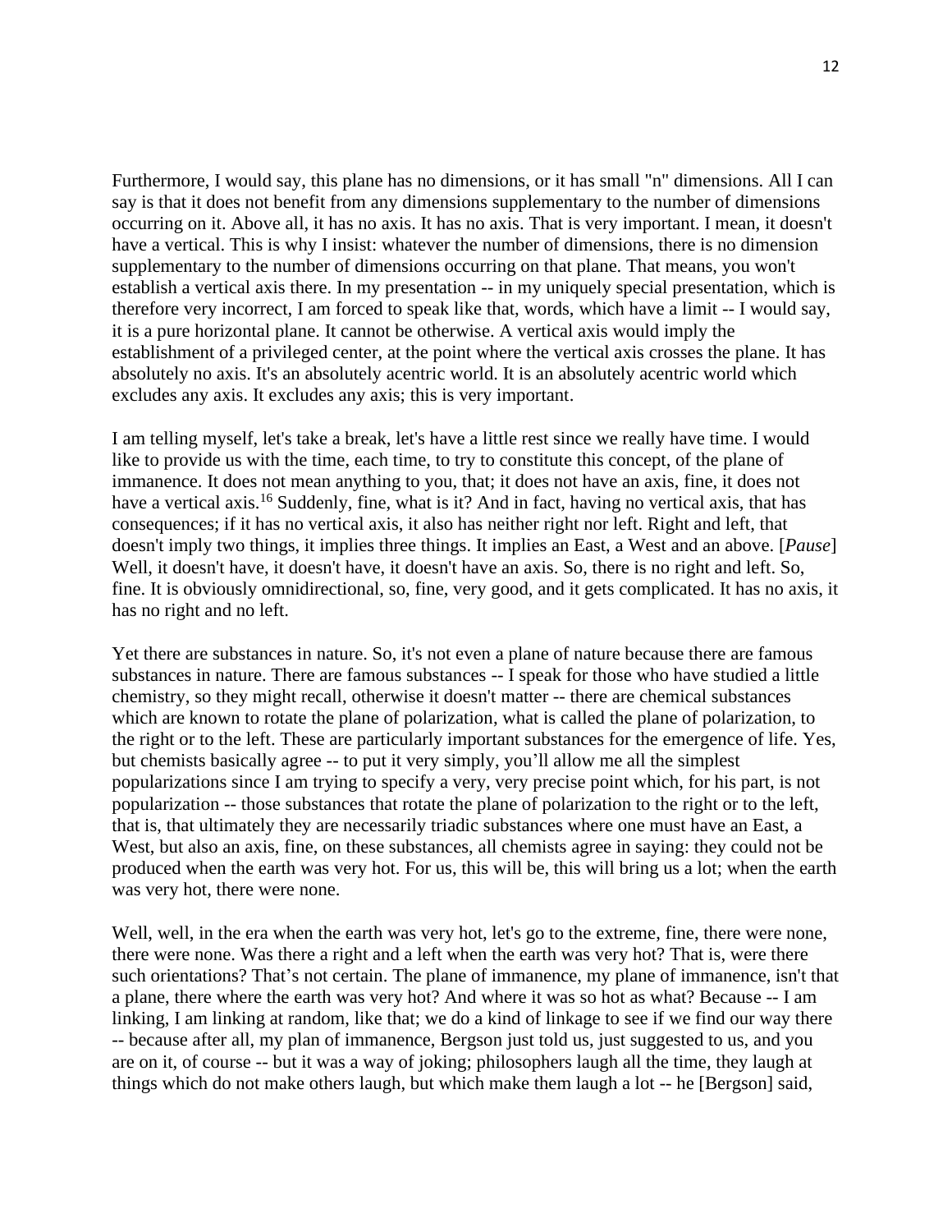Furthermore, I would say, this plane has no dimensions, or it has small "n" dimensions. All I can say is that it does not benefit from any dimensions supplementary to the number of dimensions occurring on it. Above all, it has no axis. It has no axis. That is very important. I mean, it doesn't have a vertical. This is why I insist: whatever the number of dimensions, there is no dimension supplementary to the number of dimensions occurring on that plane. That means, you won't establish a vertical axis there. In my presentation -- in my uniquely special presentation, which is therefore very incorrect, I am forced to speak like that, words, which have a limit -- I would say, it is a pure horizontal plane. It cannot be otherwise. A vertical axis would imply the establishment of a privileged center, at the point where the vertical axis crosses the plane. It has absolutely no axis. It's an absolutely acentric world. It is an absolutely acentric world which excludes any axis. It excludes any axis; this is very important.

I am telling myself, let's take a break, let's have a little rest since we really have time. I would like to provide us with the time, each time, to try to constitute this concept, of the plane of immanence. It does not mean anything to you, that; it does not have an axis, fine, it does not have a vertical axis.[16] Suddenly, fine, what is it? And in fact, having no vertical axis, that has consequences; if it has no vertical axis, it also has neither right nor left. Right and left, that doesn't imply two things, it implies three things. It implies an East, a West and an above. [*Pause*] Well, it doesn't have, it doesn't have, it doesn't have an axis. So, there is no right and left. So, fine. It is obviously omnidirectional, so, fine, very good, and it gets complicated. It has no axis, it has no right and no left.

Yet there are substances in nature. So, it's not even a plane of nature because there are famous substances in nature. There are famous substances -- I speak for those who have studied a little chemistry, so they might recall, otherwise it doesn't matter -- there are chemical substances which are known to rotate the plane of polarization, what is called the plane of polarization, to the right or to the left. These are particularly important substances for the emergence of life. Yes, but chemists basically agree -- to put it very simply, you'll allow me all the simplest popularizations since I am trying to specify a very, very precise point which, for his part, is not popularization -- those substances that rotate the plane of polarization to the right or to the left, that is, that ultimately they are necessarily triadic substances where one must have an East, a West, but also an axis, fine, on these substances, all chemists agree in saying: they could not be produced when the earth was very hot. For us, this will be, this will bring us a lot; when the earth was very hot, there were none.

Well, well, in the era when the earth was very hot, let's go to the extreme, fine, there were none, there were none. Was there a right and a left when the earth was very hot? That is, were there such orientations? That's not certain. The plane of immanence, my plane of immanence, isn't that a plane, there where the earth was very hot? And where it was so hot as what? Because -- I am linking, I am linking at random, like that; we do a kind of linkage to see if we find our way there -- because after all, my plan of immanence, Bergson just told us, just suggested to us, and you are on it, of course -- but it was a way of joking; philosophers laugh all the time, they laugh at things which do not make others laugh, but which make them laugh a lot -- he [Bergson] said,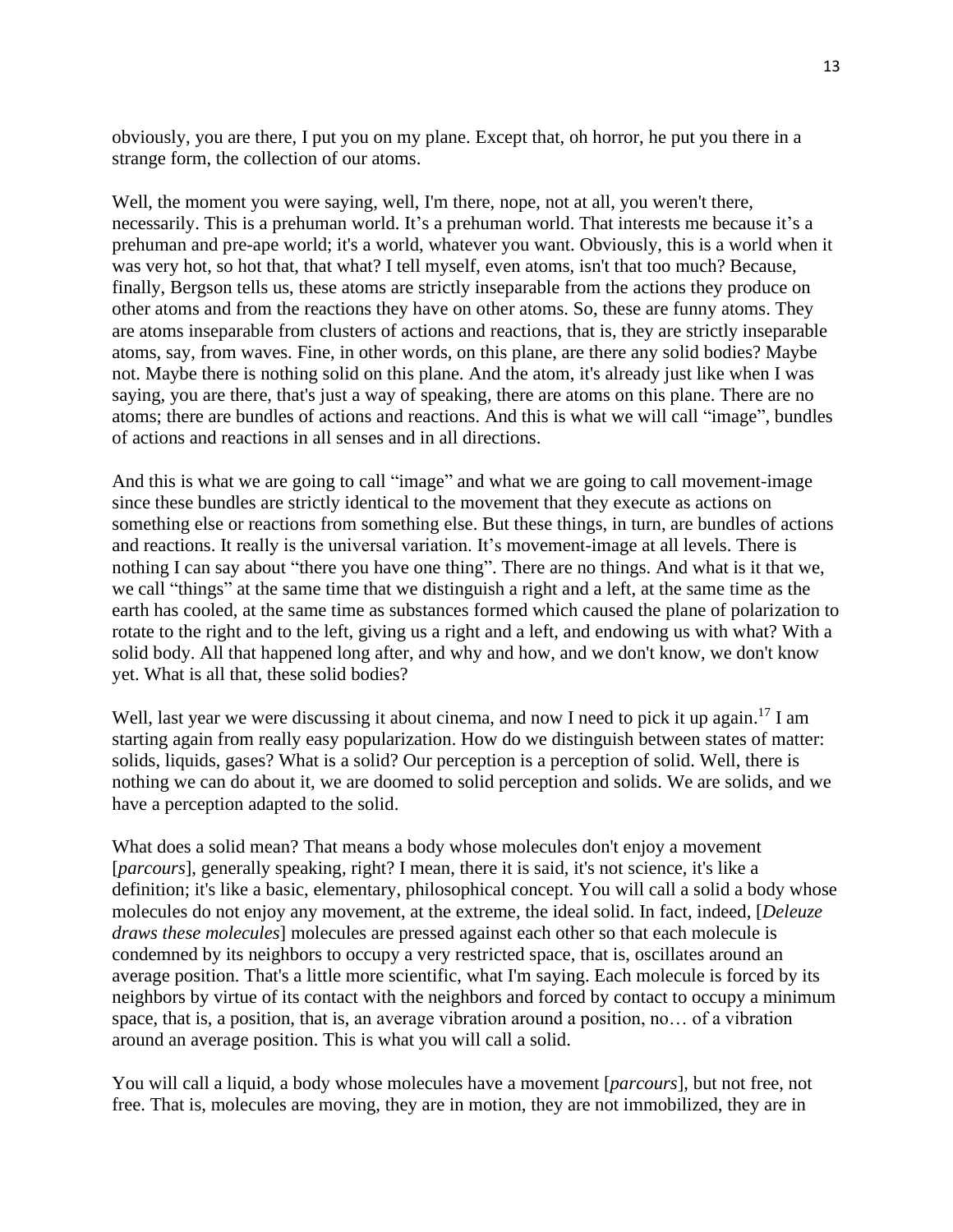obviously, you are there, I put you on my plane. Except that, oh horror, he put you there in a strange form, the collection of our atoms.

Well, the moment you were saying, well, I'm there, nope, not at all, you weren't there, necessarily. This is a prehuman world. It's a prehuman world. That interests me because it's a prehuman and pre-ape world; it's a world, whatever you want. Obviously, this is a world when it was very hot, so hot that, that what? I tell myself, even atoms, isn't that too much? Because, finally, Bergson tells us, these atoms are strictly inseparable from the actions they produce on other atoms and from the reactions they have on other atoms. So, these are funny atoms. They are atoms inseparable from clusters of actions and reactions, that is, they are strictly inseparable atoms, say, from waves. Fine, in other words, on this plane, are there any solid bodies? Maybe not. Maybe there is nothing solid on this plane. And the atom, it's already just like when I was saying, you are there, that's just a way of speaking, there are atoms on this plane. There are no atoms; there are bundles of actions and reactions. And this is what we will call "image", bundles of actions and reactions in all senses and in all directions.

And this is what we are going to call "image" and what we are going to call movement-image since these bundles are strictly identical to the movement that they execute as actions on something else or reactions from something else. But these things, in turn, are bundles of actions and reactions. It really is the universal variation. It's movement-image at all levels. There is nothing I can say about "there you have one thing". There are no things. And what is it that we, we call "things" at the same time that we distinguish a right and a left, at the same time as the earth has cooled, at the same time as substances formed which caused the plane of polarization to rotate to the right and to the left, giving us a right and a left, and endowing us with what? With a solid body. All that happened long after, and why and how, and we don't know, we don't know yet. What is all that, these solid bodies?

Well, last year we were discussing it about cinema, and now I need to pick it up again.[17] I am starting again from really easy popularization. How do we distinguish between states of matter: solids, liquids, gases? What is a solid? Our perception is a perception of solid. Well, there is nothing we can do about it, we are doomed to solid perception and solids. We are solids, and we have a perception adapted to the solid.

What does a solid mean? That means a body whose molecules don't enjoy a movement [*parcours*], generally speaking, right? I mean, there it is said, it's not science, it's like a definition; it's like a basic, elementary, philosophical concept. You will call a solid a body whose molecules do not enjoy any movement, at the extreme, the ideal solid. In fact, indeed, [*Deleuze draws these molecules*] molecules are pressed against each other so that each molecule is condemned by its neighbors to occupy a very restricted space, that is, oscillates around an average position. That's a little more scientific, what I'm saying. Each molecule is forced by its neighbors by virtue of its contact with the neighbors and forced by contact to occupy a minimum space, that is, a position, that is, an average vibration around a position, no… of a vibration around an average position. This is what you will call a solid.

You will call a liquid, a body whose molecules have a movement [*parcours*], but not free, not free. That is, molecules are moving, they are in motion, they are not immobilized, they are in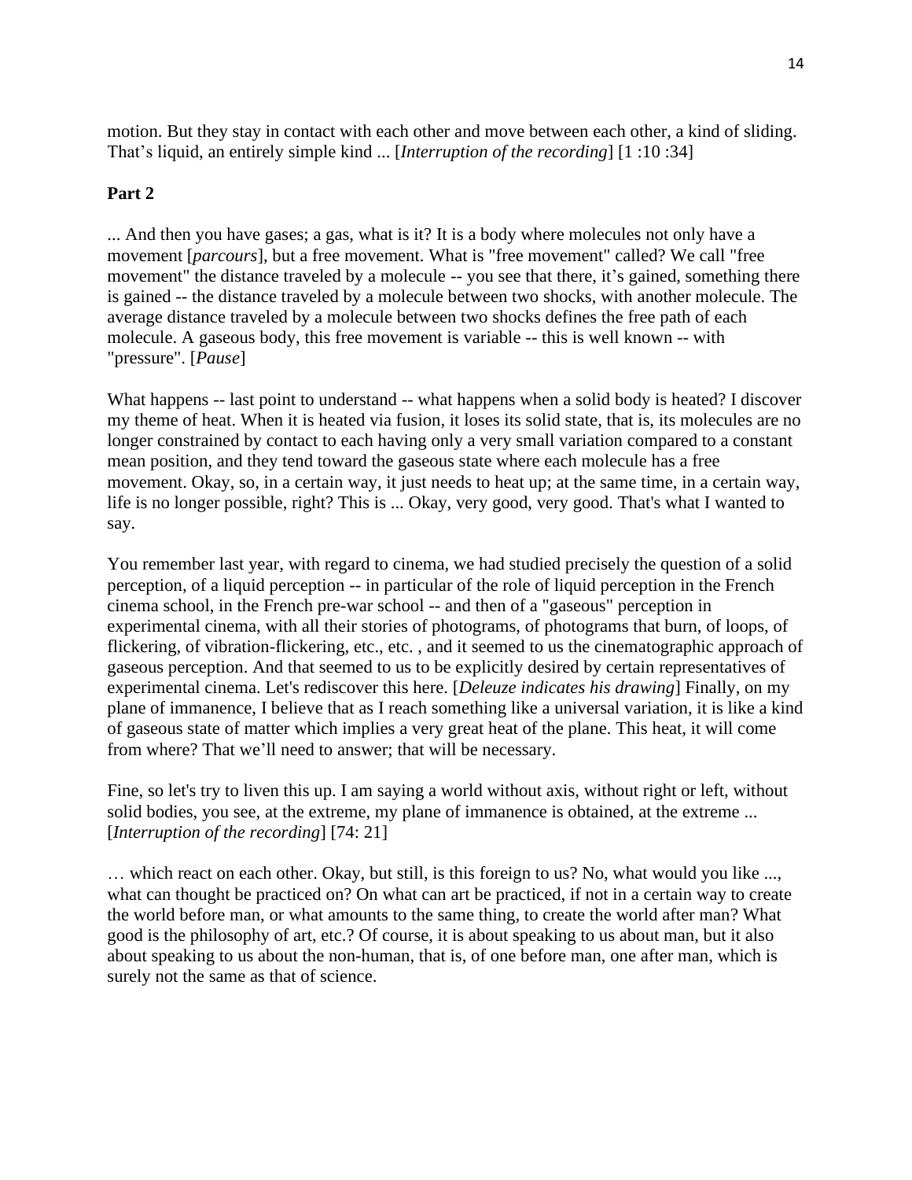motion. But they stay in contact with each other and move between each other, a kind of sliding. That's liquid, an entirely simple kind ... [*Interruption of the recording*] [1 :10 :34]

**Part 2**

... And then you have gases; a gas, what is it? It is a body where molecules not only have a movement [*parcours*], but a free movement. What is "free movement" called? We call "free movement" the distance traveled by a molecule -- you see that there, it's gained, something there is gained -- the distance traveled by a molecule between two shocks, with another molecule. The average distance traveled by a molecule between two shocks defines the free path of each molecule. A gaseous body, this free movement is variable -- this is well known -- with "pressure". [*Pause*]

What happens -- last point to understand -- what happens when a solid body is heated? I discover my theme of heat. When it is heated via fusion, it loses its solid state, that is, its molecules are no longer constrained by contact to each having only a very small variation compared to a constant mean position, and they tend toward the gaseous state where each molecule has a free movement. Okay, so, in a certain way, it just needs to heat up; at the same time, in a certain way, life is no longer possible, right? This is ... Okay, very good, very good. That's what I wanted to say.

You remember last year, with regard to cinema, we had studied precisely the question of a solid perception, of a liquid perception -- in particular of the role of liquid perception in the French cinema school, in the French pre-war school -- and then of a "gaseous" perception in experimental cinema, with all their stories of photograms, of photograms that burn, of loops, of flickering, of vibration-flickering, etc., etc. , and it seemed to us the cinematographic approach of gaseous perception. And that seemed to us to be explicitly desired by certain representatives of experimental cinema. Let's rediscover this here. [*Deleuze indicates his drawing*] Finally, on my plane of immanence, I believe that as I reach something like a universal variation, it is like a kind of gaseous state of matter which implies a very great heat of the plane. This heat, it will come from where? That we'll need to answer; that will be necessary.

Fine, so let's try to liven this up. I am saying a world without axis, without right or left, without solid bodies, you see, at the extreme, my plane of immanence is obtained, at the extreme ... [*Interruption of the recording*] [74: 21]

… which react on each other. Okay, but still, is this foreign to us? No, what would you like ..., what can thought be practiced on? On what can art be practiced, if not in a certain way to create the world before man, or what amounts to the same thing, to create the world after man? What good is the philosophy of art, etc.? Of course, it is about speaking to us about man, but it also about speaking to us about the non-human, that is, of one before man, one after man, which is surely not the same as that of science.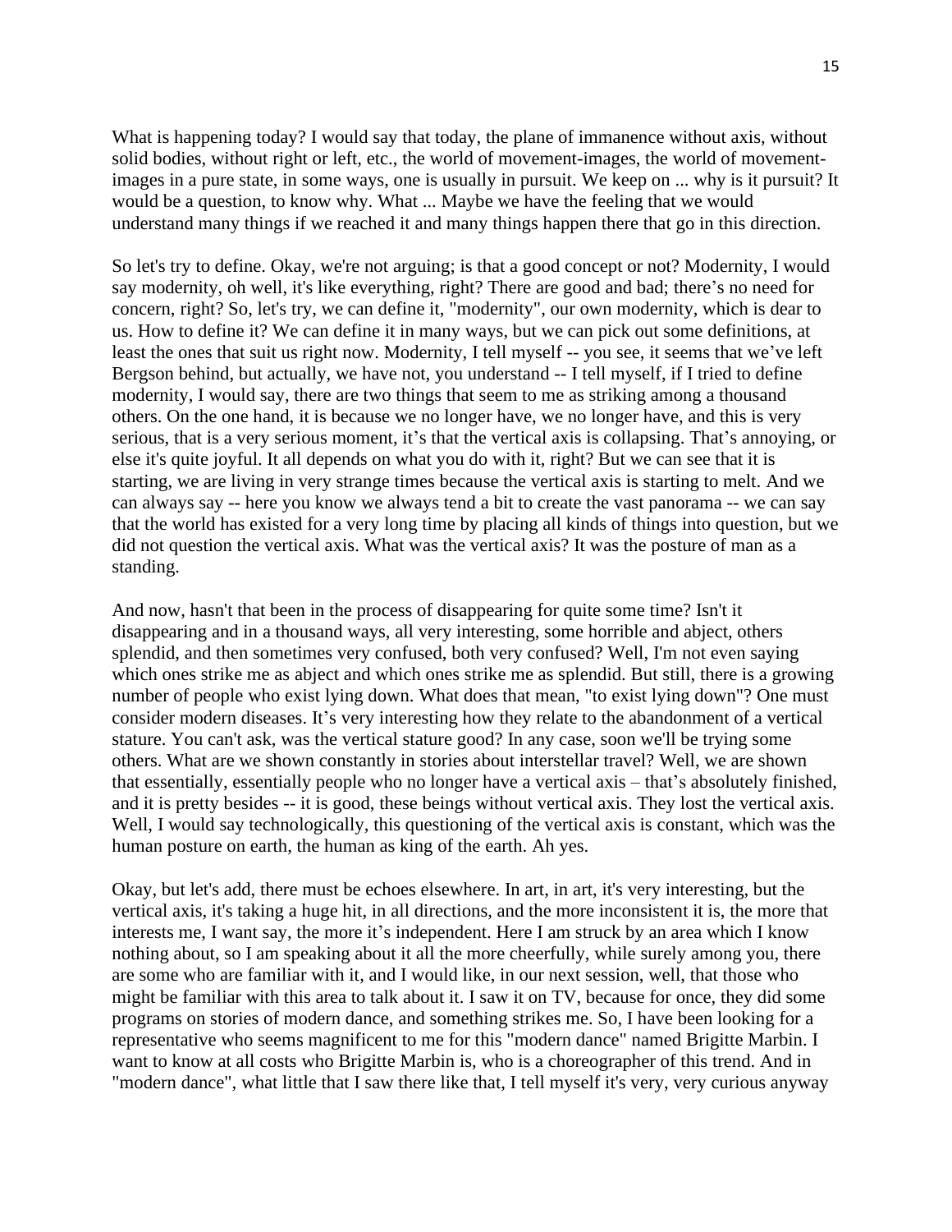What is happening today? I would say that today, the plane of immanence without axis, without solid bodies, without right or left, etc., the world of movement-images, the world of movement-images in a pure state, in some ways, one is usually in pursuit. We keep on ... why is it pursuit? It would be a question, to know why. What ... Maybe we have the feeling that we would understand many things if we reached it and many things happen there that go in this direction.

So let's try to define. Okay, we're not arguing; is that a good concept or not? Modernity, I would say modernity, oh well, it's like everything, right? There are good and bad; there's no need for concern, right? So, let's try, we can define it, "modernity", our own modernity, which is dear to us. How to define it? We can define it in many ways, but we can pick out some definitions, at least the ones that suit us right now. Modernity, I tell myself -- you see, it seems that we've left Bergson behind, but actually, we have not, you understand -- I tell myself, if I tried to define modernity, I would say, there are two things that seem to me as striking among a thousand others. On the one hand, it is because we no longer have, we no longer have, and this is very serious, that is a very serious moment, it's that the vertical axis is collapsing. That's annoying, or else it's quite joyful. It all depends on what you do with it, right? But we can see that it is starting, we are living in very strange times because the vertical axis is starting to melt. And we can always say -- here you know we always tend a bit to create the vast panorama -- we can say that the world has existed for a very long time by placing all kinds of things into question, but we did not question the vertical axis. What was the vertical axis? It was the posture of man as a standing.

And now, hasn't that been in the process of disappearing for quite some time? Isn't it disappearing and in a thousand ways, all very interesting, some horrible and abject, others splendid, and then sometimes very confused, both very confused? Well, I'm not even saying which ones strike me as abject and which ones strike me as splendid. But still, there is a growing number of people who exist lying down. What does that mean, "to exist lying down"? One must consider modern diseases. It's very interesting how they relate to the abandonment of a vertical stature. You can't ask, was the vertical stature good? In any case, soon we'll be trying some others. What are we shown constantly in stories about interstellar travel? Well, we are shown that essentially, essentially people who no longer have a vertical axis – that's absolutely finished, and it is pretty besides -- it is good, these beings without vertical axis. They lost the vertical axis. Well, I would say technologically, this questioning of the vertical axis is constant, which was the human posture on earth, the human as king of the earth. Ah yes.

Okay, but let's add, there must be echoes elsewhere. In art, in art, it's very interesting, but the vertical axis, it's taking a huge hit, in all directions, and the more inconsistent it is, the more that interests me, I want say, the more it's independent. Here I am struck by an area which I know nothing about, so I am speaking about it all the more cheerfully, while surely among you, there are some who are familiar with it, and I would like, in our next session, well, that those who might be familiar with this area to talk about it. I saw it on TV, because for once, they did some programs on stories of modern dance, and something strikes me. So, I have been looking for a representative who seems magnificent to me for this "modern dance" named Brigitte Marbin. I want to know at all costs who Brigitte Marbin is, who is a choreographer of this trend. And in "modern dance", what little that I saw there like that, I tell myself it's very, very curious anyway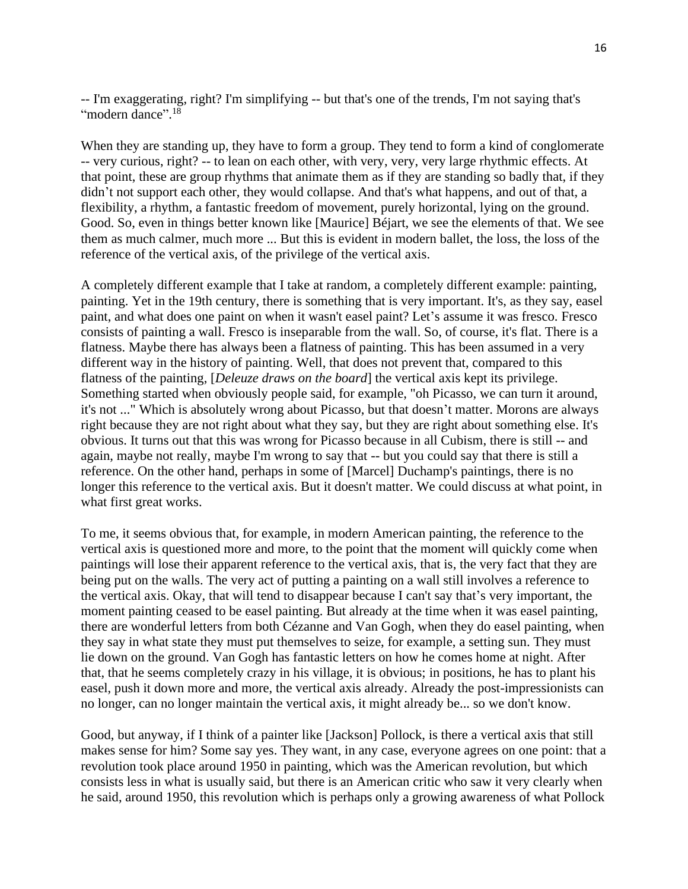-- I'm exaggerating, right? I'm simplifying -- but that's one of the trends, I'm not saying that's "modern dance".[18]

When they are standing up, they have to form a group. They tend to form a kind of conglomerate -- very curious, right? -- to lean on each other, with very, very, very large rhythmic effects. At that point, these are group rhythms that animate them as if they are standing so badly that, if they didn't not support each other, they would collapse. And that's what happens, and out of that, a flexibility, a rhythm, a fantastic freedom of movement, purely horizontal, lying on the ground. Good. So, even in things better known like [Maurice] Béjart, we see the elements of that. We see them as much calmer, much more ... But this is evident in modern ballet, the loss, the loss of the reference of the vertical axis, of the privilege of the vertical axis.

A completely different example that I take at random, a completely different example: painting, painting. Yet in the 19th century, there is something that is very important. It's, as they say, easel paint, and what does one paint on when it wasn't easel paint? Let's assume it was fresco. Fresco consists of painting a wall. Fresco is inseparable from the wall. So, of course, it's flat. There is a flatness. Maybe there has always been a flatness of painting. This has been assumed in a very different way in the history of painting. Well, that does not prevent that, compared to this flatness of the painting, [*Deleuze draws on the board*] the vertical axis kept its privilege. Something started when obviously people said, for example, "oh Picasso, we can turn it around, it's not ..." Which is absolutely wrong about Picasso, but that doesn't matter. Morons are always right because they are not right about what they say, but they are right about something else. It's obvious. It turns out that this was wrong for Picasso because in all Cubism, there is still -- and again, maybe not really, maybe I'm wrong to say that -- but you could say that there is still a reference. On the other hand, perhaps in some of [Marcel] Duchamp's paintings, there is no longer this reference to the vertical axis. But it doesn't matter. We could discuss at what point, in what first great works.

To me, it seems obvious that, for example, in modern American painting, the reference to the vertical axis is questioned more and more, to the point that the moment will quickly come when paintings will lose their apparent reference to the vertical axis, that is, the very fact that they are being put on the walls. The very act of putting a painting on a wall still involves a reference to the vertical axis. Okay, that will tend to disappear because I can't say that's very important, the moment painting ceased to be easel painting. But already at the time when it was easel painting, there are wonderful letters from both Cézanne and Van Gogh, when they do easel painting, when they say in what state they must put themselves to seize, for example, a setting sun. They must lie down on the ground. Van Gogh has fantastic letters on how he comes home at night. After that, that he seems completely crazy in his village, it is obvious; in positions, he has to plant his easel, push it down more and more, the vertical axis already. Already the post-impressionists can no longer, can no longer maintain the vertical axis, it might already be... so we don't know.

Good, but anyway, if I think of a painter like [Jackson] Pollock, is there a vertical axis that still makes sense for him? Some say yes. They want, in any case, everyone agrees on one point: that a revolution took place around 1950 in painting, which was the American revolution, but which consists less in what is usually said, but there is an American critic who saw it very clearly when he said, around 1950, this revolution which is perhaps only a growing awareness of what Pollock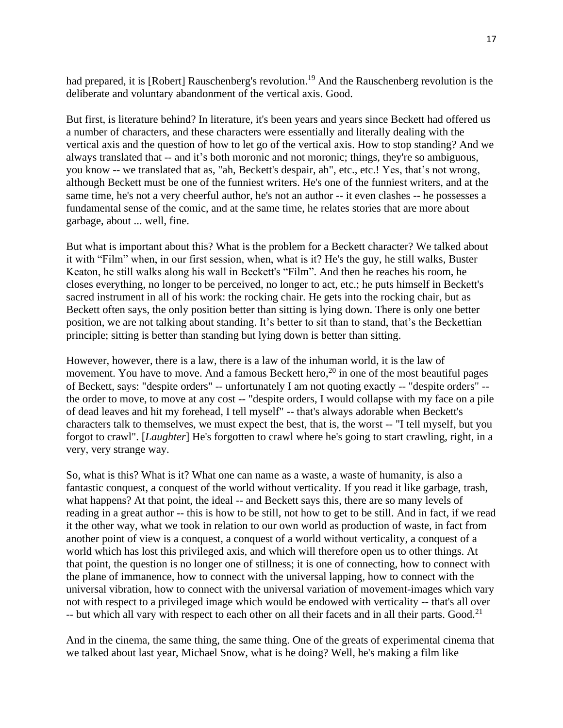had prepared, it is [Robert] Rauschenberg's revolution.[19] And the Rauschenberg revolution is the deliberate and voluntary abandonment of the vertical axis. Good.

But first, is literature behind? In literature, it's been years and years since Beckett had offered us a number of characters, and these characters were essentially and literally dealing with the vertical axis and the question of how to let go of the vertical axis. How to stop standing? And we always translated that -- and it's both moronic and not moronic; things, they're so ambiguous, you know -- we translated that as, "ah, Beckett's despair, ah", etc., etc.! Yes, that's not wrong, although Beckett must be one of the funniest writers. He's one of the funniest writers, and at the same time, he's not a very cheerful author, he's not an author -- it even clashes -- he possesses a fundamental sense of the comic, and at the same time, he relates stories that are more about garbage, about ... well, fine.

But what is important about this? What is the problem for a Beckett character? We talked about it with "Film" when, in our first session, when, what is it? He's the guy, he still walks, Buster Keaton, he still walks along his wall in Beckett's "Film". And then he reaches his room, he closes everything, no longer to be perceived, no longer to act, etc.; he puts himself in Beckett's sacred instrument in all of his work: the rocking chair. He gets into the rocking chair, but as Beckett often says, the only position better than sitting is lying down. There is only one better position, we are not talking about standing. It's better to sit than to stand, that's the Beckettian principle; sitting is better than standing but lying down is better than sitting.

However, however, there is a law, there is a law of the inhuman world, it is the law of movement. You have to move. And a famous Beckett hero,[20] in one of the most beautiful pages of Beckett, says: "despite orders" -- unfortunately I am not quoting exactly -- "despite orders" -- the order to move, to move at any cost -- "despite orders, I would collapse with my face on a pile of dead leaves and hit my forehead, I tell myself" -- that's always adorable when Beckett's characters talk to themselves, we must expect the best, that is, the worst -- "I tell myself, but you forgot to crawl". [*Laughter*] He's forgotten to crawl where he's going to start crawling, right, in a very, very strange way.

So, what is this? What is it? What one can name as a waste, a waste of humanity, is also a fantastic conquest, a conquest of the world without verticality. If you read it like garbage, trash, what happens? At that point, the ideal -- and Beckett says this, there are so many levels of reading in a great author -- this is how to be still, not how to get to be still. And in fact, if we read it the other way, what we took in relation to our own world as production of waste, in fact from another point of view is a conquest, a conquest of a world without verticality, a conquest of a world which has lost this privileged axis, and which will therefore open us to other things. At that point, the question is no longer one of stillness; it is one of connecting, how to connect with the plane of immanence, how to connect with the universal lapping, how to connect with the universal vibration, how to connect with the universal variation of movement-images which vary not with respect to a privileged image which would be endowed with verticality -- that's all over -- but which all vary with respect to each other on all their facets and in all their parts. Good.[21]

And in the cinema, the same thing, the same thing. One of the greats of experimental cinema that we talked about last year, Michael Snow, what is he doing? Well, he's making a film like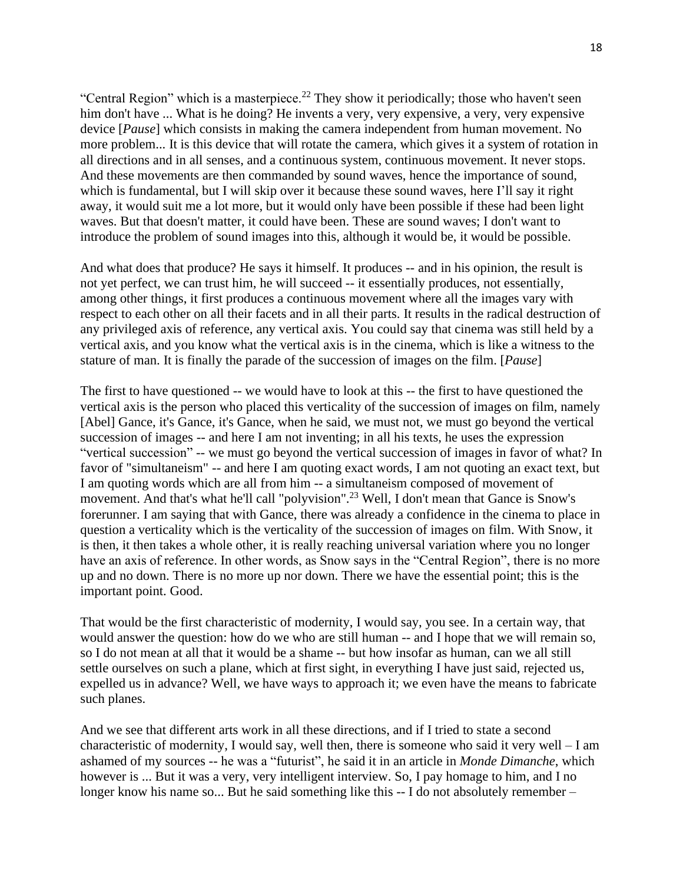"Central Region" which is a masterpiece.[22] They show it periodically; those who haven't seen him don't have ... What is he doing? He invents a very, very expensive, a very, very expensive device [*Pause*] which consists in making the camera independent from human movement. No more problem... It is this device that will rotate the camera, which gives it a system of rotation in all directions and in all senses, and a continuous system, continuous movement. It never stops. And these movements are then commanded by sound waves, hence the importance of sound, which is fundamental, but I will skip over it because these sound waves, here I'll say it right away, it would suit me a lot more, but it would only have been possible if these had been light waves. But that doesn't matter, it could have been. These are sound waves; I don't want to introduce the problem of sound images into this, although it would be, it would be possible.

And what does that produce? He says it himself. It produces -- and in his opinion, the result is not yet perfect, we can trust him, he will succeed -- it essentially produces, not essentially, among other things, it first produces a continuous movement where all the images vary with respect to each other on all their facets and in all their parts. It results in the radical destruction of any privileged axis of reference, any vertical axis. You could say that cinema was still held by a vertical axis, and you know what the vertical axis is in the cinema, which is like a witness to the stature of man. It is finally the parade of the succession of images on the film. [*Pause*]

The first to have questioned -- we would have to look at this -- the first to have questioned the vertical axis is the person who placed this verticality of the succession of images on film, namely [Abel] Gance, it's Gance, it's Gance, when he said, we must not, we must go beyond the vertical succession of images -- and here I am not inventing; in all his texts, he uses the expression "vertical succession" -- we must go beyond the vertical succession of images in favor of what? In favor of "simultaneism" -- and here I am quoting exact words, I am not quoting an exact text, but I am quoting words which are all from him -- a simultaneism composed of movement of movement. And that's what he'll call "polyvision".[23] Well, I don't mean that Gance is Snow's forerunner. I am saying that with Gance, there was already a confidence in the cinema to place in question a verticality which is the verticality of the succession of images on film. With Snow, it is then, it then takes a whole other, it is really reaching universal variation where you no longer have an axis of reference. In other words, as Snow says in the "Central Region", there is no more up and no down. There is no more up nor down. There we have the essential point; this is the important point. Good.

That would be the first characteristic of modernity, I would say, you see. In a certain way, that would answer the question: how do we who are still human -- and I hope that we will remain so, so I do not mean at all that it would be a shame -- but how insofar as human, can we all still settle ourselves on such a plane, which at first sight, in everything I have just said, rejected us, expelled us in advance? Well, we have ways to approach it; we even have the means to fabricate such planes.

And we see that different arts work in all these directions, and if I tried to state a second characteristic of modernity, I would say, well then, there is someone who said it very well – I am ashamed of my sources -- he was a "futurist", he said it in an article in *Monde Dimanche*, which however is ... But it was a very, very intelligent interview. So, I pay homage to him, and I no longer know his name so... But he said something like this -- I do not absolutely remember –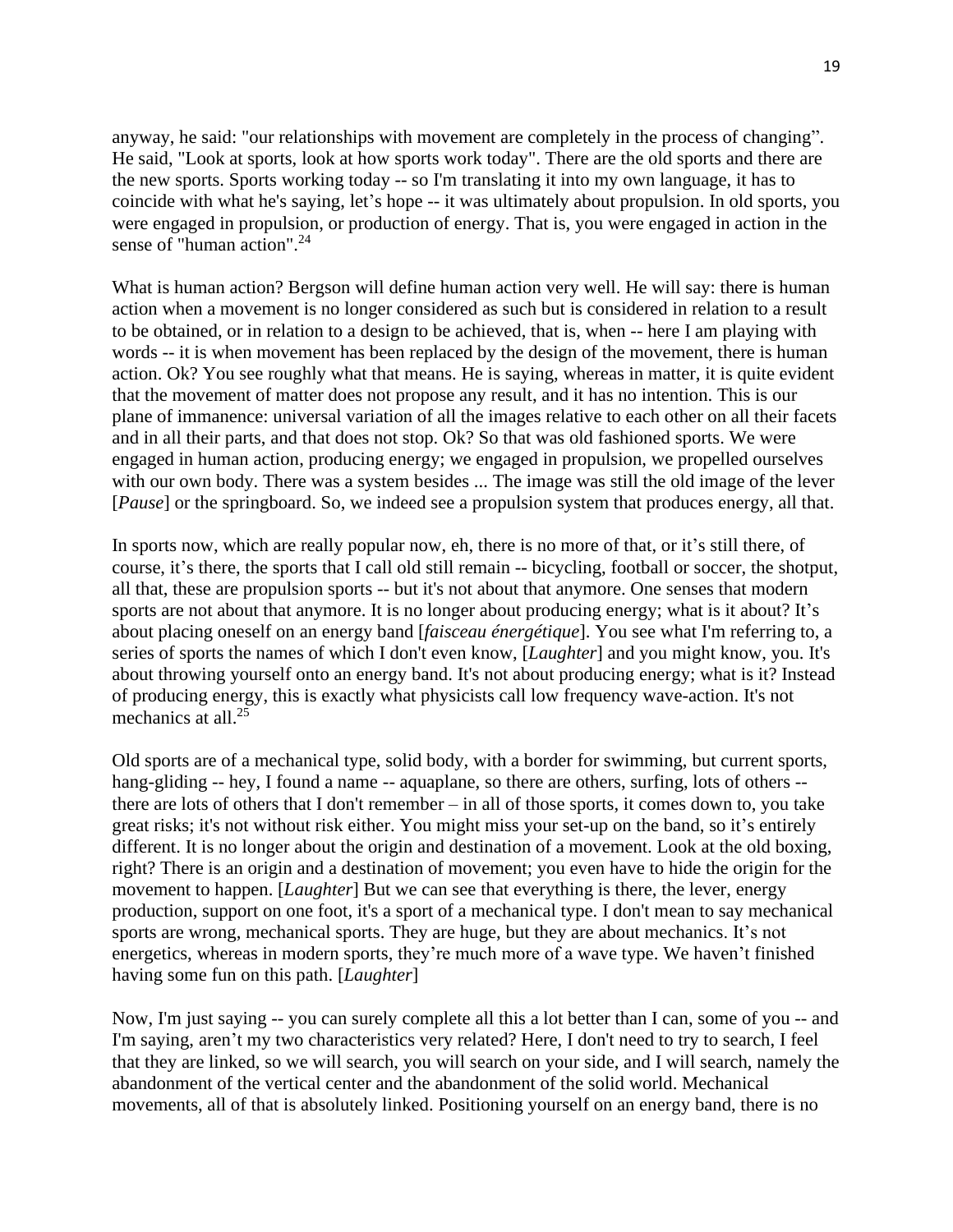anyway, he said: "our relationships with movement are completely in the process of changing". He said, "Look at sports, look at how sports work today". There are the old sports and there are the new sports. Sports working today -- so I'm translating it into my own language, it has to coincide with what he's saying, let's hope -- it was ultimately about propulsion. In old sports, you were engaged in propulsion, or production of energy. That is, you were engaged in action in the sense of "human action".[24]

What is human action? Bergson will define human action very well. He will say: there is human action when a movement is no longer considered as such but is considered in relation to a result to be obtained, or in relation to a design to be achieved, that is, when -- here I am playing with words -- it is when movement has been replaced by the design of the movement, there is human action. Ok? You see roughly what that means. He is saying, whereas in matter, it is quite evident that the movement of matter does not propose any result, and it has no intention. This is our plane of immanence: universal variation of all the images relative to each other on all their facets and in all their parts, and that does not stop. Ok? So that was old fashioned sports. We were engaged in human action, producing energy; we engaged in propulsion, we propelled ourselves with our own body. There was a system besides ... The image was still the old image of the lever [*Pause*] or the springboard. So, we indeed see a propulsion system that produces energy, all that.

In sports now, which are really popular now, eh, there is no more of that, or it's still there, of course, it's there, the sports that I call old still remain -- bicycling, football or soccer, the shotput, all that, these are propulsion sports -- but it's not about that anymore. One senses that modern sports are not about that anymore. It is no longer about producing energy; what is it about? It's about placing oneself on an energy band [*faisceau énergétique*]. You see what I'm referring to, a series of sports the names of which I don't even know, [*Laughter*] and you might know, you. It's about throwing yourself onto an energy band. It's not about producing energy; what is it? Instead of producing energy, this is exactly what physicists call low frequency wave-action. It's not mechanics at all.[25]

Old sports are of a mechanical type, solid body, with a border for swimming, but current sports, hang-gliding -- hey, I found a name -- aquaplane, so there are others, surfing, lots of others -- there are lots of others that I don't remember – in all of those sports, it comes down to, you take great risks; it's not without risk either. You might miss your set-up on the band, so it's entirely different. It is no longer about the origin and destination of a movement. Look at the old boxing, right? There is an origin and a destination of movement; you even have to hide the origin for the movement to happen. [*Laughter*] But we can see that everything is there, the lever, energy production, support on one foot, it's a sport of a mechanical type. I don't mean to say mechanical sports are wrong, mechanical sports. They are huge, but they are about mechanics. It's not energetics, whereas in modern sports, they're much more of a wave type. We haven't finished having some fun on this path. [*Laughter*]

Now, I'm just saying -- you can surely complete all this a lot better than I can, some of you -- and I'm saying, aren't my two characteristics very related? Here, I don't need to try to search, I feel that they are linked, so we will search, you will search on your side, and I will search, namely the abandonment of the vertical center and the abandonment of the solid world. Mechanical movements, all of that is absolutely linked. Positioning yourself on an energy band, there is no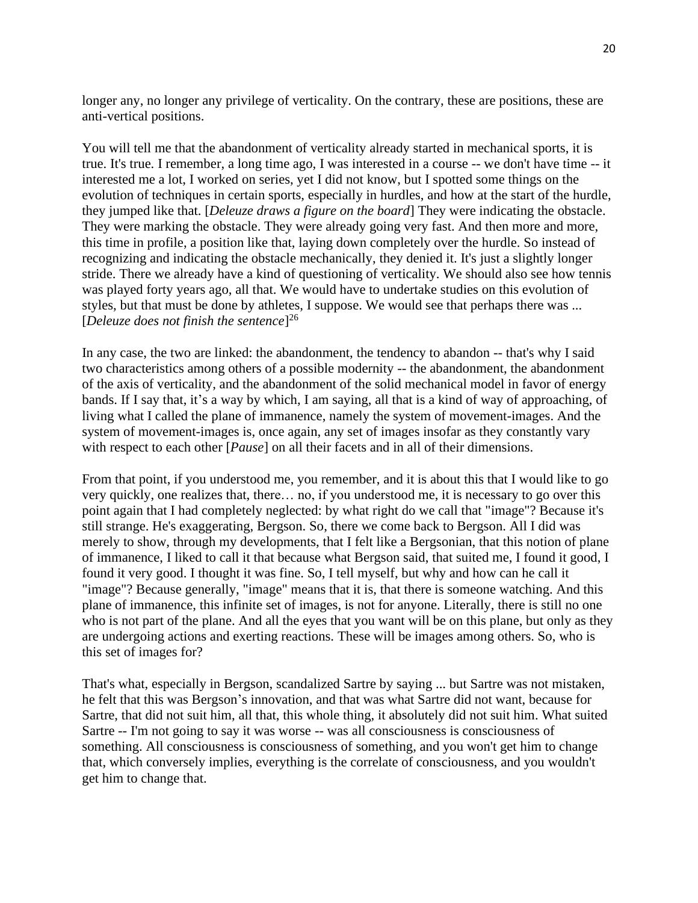longer any, no longer any privilege of verticality. On the contrary, these are positions, these are anti-vertical positions.

You will tell me that the abandonment of verticality already started in mechanical sports, it is true. It's true. I remember, a long time ago, I was interested in a course -- we don't have time -- it interested me a lot, I worked on series, yet I did not know, but I spotted some things on the evolution of techniques in certain sports, especially in hurdles, and how at the start of the hurdle, they jumped like that. [*Deleuze draws a figure on the board*] They were indicating the obstacle. They were marking the obstacle. They were already going very fast. And then more and more, this time in profile, a position like that, laying down completely over the hurdle. So instead of recognizing and indicating the obstacle mechanically, they denied it. It's just a slightly longer stride. There we already have a kind of questioning of verticality. We should also see how tennis was played forty years ago, all that. We would have to undertake studies on this evolution of styles, but that must be done by athletes, I suppose. We would see that perhaps there was ... [*Deleuze does not finish the sentence*][26]

In any case, the two are linked: the abandonment, the tendency to abandon -- that's why I said two characteristics among others of a possible modernity -- the abandonment, the abandonment of the axis of verticality, and the abandonment of the solid mechanical model in favor of energy bands. If I say that, it's a way by which, I am saying, all that is a kind of way of approaching, of living what I called the plane of immanence, namely the system of movement-images. And the system of movement-images is, once again, any set of images insofar as they constantly vary with respect to each other [*Pause*] on all their facets and in all of their dimensions.

From that point, if you understood me, you remember, and it is about this that I would like to go very quickly, one realizes that, there… no, if you understood me, it is necessary to go over this point again that I had completely neglected: by what right do we call that "image"? Because it's still strange. He's exaggerating, Bergson. So, there we come back to Bergson. All I did was merely to show, through my developments, that I felt like a Bergsonian, that this notion of plane of immanence, I liked to call it that because what Bergson said, that suited me, I found it good, I found it very good. I thought it was fine. So, I tell myself, but why and how can he call it "image"? Because generally, "image" means that it is, that there is someone watching. And this plane of immanence, this infinite set of images, is not for anyone. Literally, there is still no one who is not part of the plane. And all the eyes that you want will be on this plane, but only as they are undergoing actions and exerting reactions. These will be images among others. So, who is this set of images for?

That's what, especially in Bergson, scandalized Sartre by saying ... but Sartre was not mistaken, he felt that this was Bergson's innovation, and that was what Sartre did not want, because for Sartre, that did not suit him, all that, this whole thing, it absolutely did not suit him. What suited Sartre -- I'm not going to say it was worse -- was all consciousness is consciousness of something. All consciousness is consciousness of something, and you won't get him to change that, which conversely implies, everything is the correlate of consciousness, and you wouldn't get him to change that.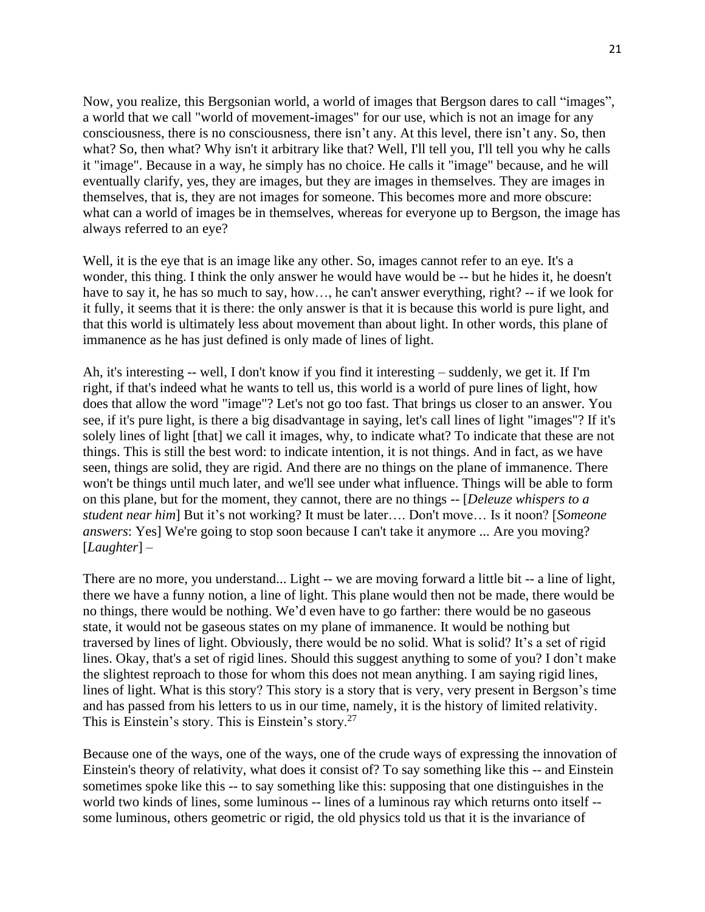Now, you realize, this Bergsonian world, a world of images that Bergson dares to call "images", a world that we call "world of movement-images" for our use, which is not an image for any consciousness, there is no consciousness, there isn't any. At this level, there isn't any. So, then what? So, then what? Why isn't it arbitrary like that? Well, I'll tell you, I'll tell you why he calls it "image". Because in a way, he simply has no choice. He calls it "image" because, and he will eventually clarify, yes, they are images, but they are images in themselves. They are images in themselves, that is, they are not images for someone. This becomes more and more obscure: what can a world of images be in themselves, whereas for everyone up to Bergson, the image has always referred to an eye?

Well, it is the eye that is an image like any other. So, images cannot refer to an eye. It's a wonder, this thing. I think the only answer he would have would be -- but he hides it, he doesn't have to say it, he has so much to say, how…, he can't answer everything, right? -- if we look for it fully, it seems that it is there: the only answer is that it is because this world is pure light, and that this world is ultimately less about movement than about light. In other words, this plane of immanence as he has just defined is only made of lines of light.

Ah, it's interesting -- well, I don't know if you find it interesting – suddenly, we get it. If I'm right, if that's indeed what he wants to tell us, this world is a world of pure lines of light, how does that allow the word "image"? Let's not go too fast. That brings us closer to an answer. You see, if it's pure light, is there a big disadvantage in saying, let's call lines of light "images"? If it's solely lines of light [that] we call it images, why, to indicate what? To indicate that these are not things. This is still the best word: to indicate intention, it is not things. And in fact, as we have seen, things are solid, they are rigid. And there are no things on the plane of immanence. There won't be things until much later, and we'll see under what influence. Things will be able to form on this plane, but for the moment, they cannot, there are no things -- [*Deleuze whispers to a student near him*] But it's not working? It must be later…. Don't move… Is it noon? [*Someone answers*: Yes] We're going to stop soon because I can't take it anymore ... Are you moving? [*Laughter*] –

There are no more, you understand... Light -- we are moving forward a little bit -- a line of light, there we have a funny notion, a line of light. This plane would then not be made, there would be no things, there would be nothing. We'd even have to go farther: there would be no gaseous state, it would not be gaseous states on my plane of immanence. It would be nothing but traversed by lines of light. Obviously, there would be no solid. What is solid? It's a set of rigid lines. Okay, that's a set of rigid lines. Should this suggest anything to some of you? I don't make the slightest reproach to those for whom this does not mean anything. I am saying rigid lines, lines of light. What is this story? This story is a story that is very, very present in Bergson's time and has passed from his letters to us in our time, namely, it is the history of limited relativity. This is Einstein's story. This is Einstein's story.[27]

Because one of the ways, one of the ways, one of the crude ways of expressing the innovation of Einstein's theory of relativity, what does it consist of? To say something like this -- and Einstein sometimes spoke like this -- to say something like this: supposing that one distinguishes in the world two kinds of lines, some luminous -- lines of a luminous ray which returns onto itself -- some luminous, others geometric or rigid, the old physics told us that it is the invariance of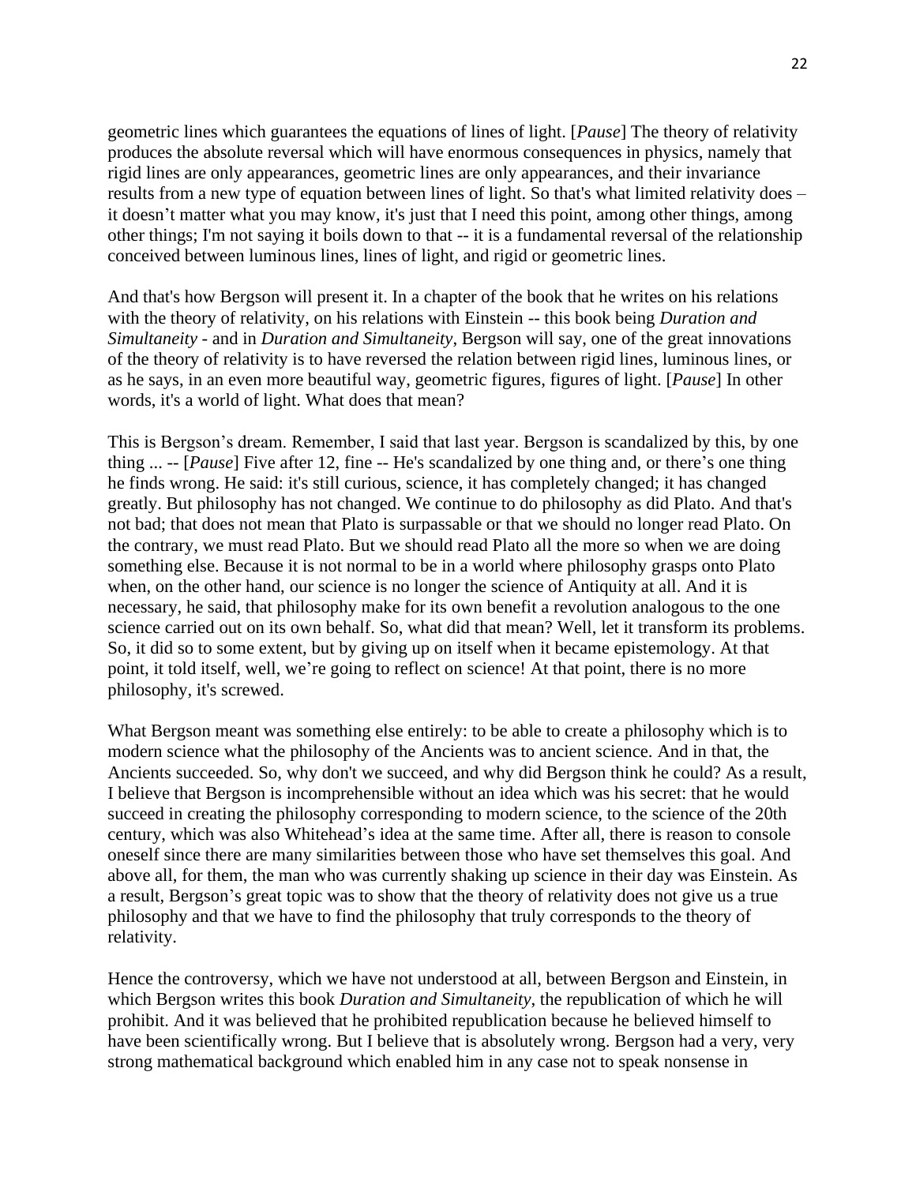geometric lines which guarantees the equations of lines of light. [*Pause*] The theory of relativity produces the absolute reversal which will have enormous consequences in physics, namely that rigid lines are only appearances, geometric lines are only appearances, and their invariance results from a new type of equation between lines of light. So that's what limited relativity does – it doesn't matter what you may know, it's just that I need this point, among other things, among other things; I'm not saying it boils down to that -- it is a fundamental reversal of the relationship conceived between luminous lines, lines of light, and rigid or geometric lines.

And that's how Bergson will present it. In a chapter of the book that he writes on his relations with the theory of relativity, on his relations with Einstein -- this book being *Duration and Simultaneity* - and in *Duration and Simultaneity*, Bergson will say, one of the great innovations of the theory of relativity is to have reversed the relation between rigid lines, luminous lines, or as he says, in an even more beautiful way, geometric figures, figures of light. [*Pause*] In other words, it's a world of light. What does that mean?

This is Bergson's dream. Remember, I said that last year. Bergson is scandalized by this, by one thing ... -- [*Pause*] Five after 12, fine -- He's scandalized by one thing and, or there's one thing he finds wrong. He said: it's still curious, science, it has completely changed; it has changed greatly. But philosophy has not changed. We continue to do philosophy as did Plato. And that's not bad; that does not mean that Plato is surpassable or that we should no longer read Plato. On the contrary, we must read Plato. But we should read Plato all the more so when we are doing something else. Because it is not normal to be in a world where philosophy grasps onto Plato when, on the other hand, our science is no longer the science of Antiquity at all. And it is necessary, he said, that philosophy make for its own benefit a revolution analogous to the one science carried out on its own behalf. So, what did that mean? Well, let it transform its problems. So, it did so to some extent, but by giving up on itself when it became epistemology. At that point, it told itself, well, we're going to reflect on science! At that point, there is no more philosophy, it's screwed.

What Bergson meant was something else entirely: to be able to create a philosophy which is to modern science what the philosophy of the Ancients was to ancient science. And in that, the Ancients succeeded. So, why don't we succeed, and why did Bergson think he could? As a result, I believe that Bergson is incomprehensible without an idea which was his secret: that he would succeed in creating the philosophy corresponding to modern science, to the science of the 20th century, which was also Whitehead's idea at the same time. After all, there is reason to console oneself since there are many similarities between those who have set themselves this goal. And above all, for them, the man who was currently shaking up science in their day was Einstein. As a result, Bergson's great topic was to show that the theory of relativity does not give us a true philosophy and that we have to find the philosophy that truly corresponds to the theory of relativity.

Hence the controversy, which we have not understood at all, between Bergson and Einstein, in which Bergson writes this book *Duration and Simultaneity*, the republication of which he will prohibit. And it was believed that he prohibited republication because he believed himself to have been scientifically wrong. But I believe that is absolutely wrong. Bergson had a very, very strong mathematical background which enabled him in any case not to speak nonsense in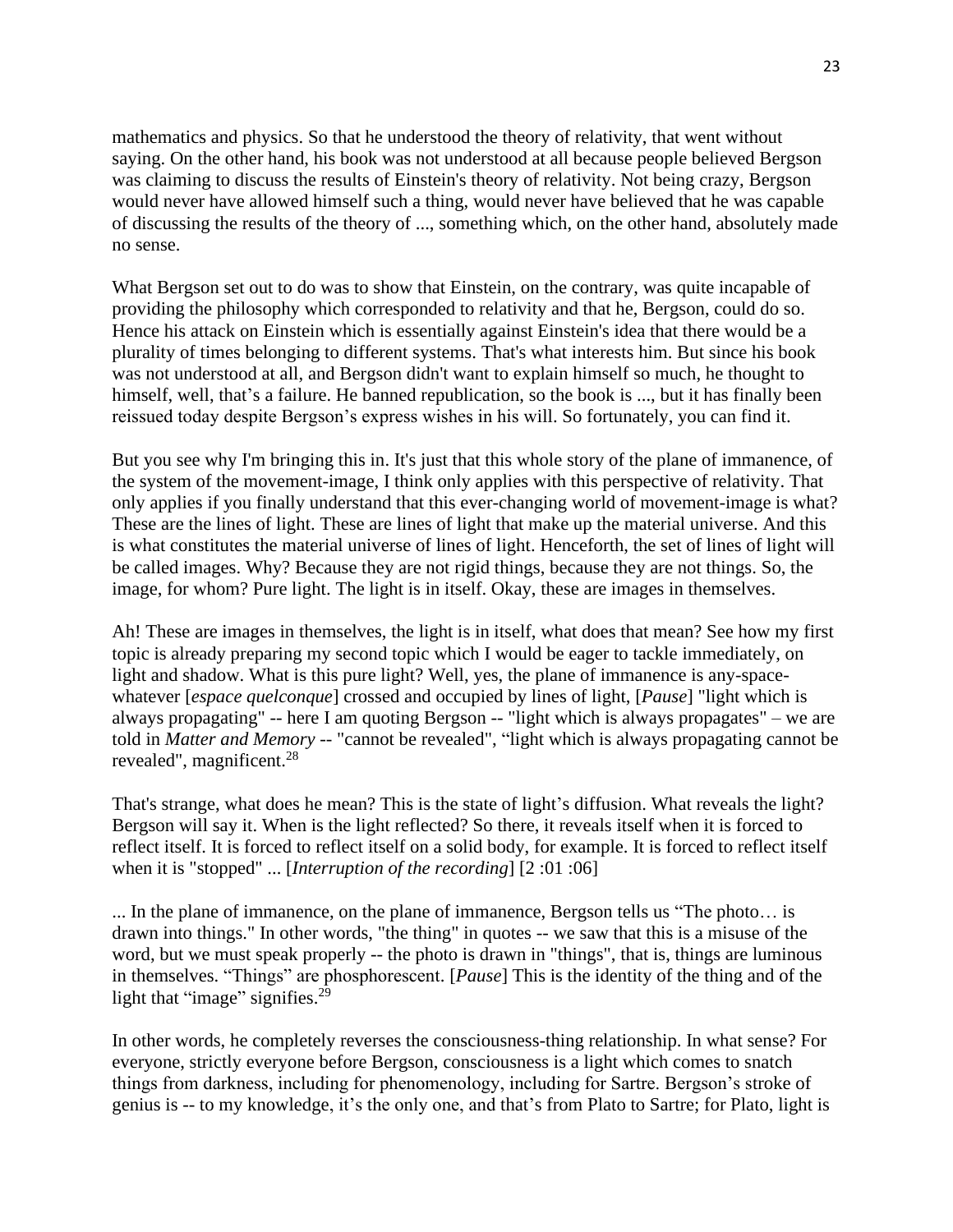mathematics and physics. So that he understood the theory of relativity, that went without saying. On the other hand, his book was not understood at all because people believed Bergson was claiming to discuss the results of Einstein's theory of relativity. Not being crazy, Bergson would never have allowed himself such a thing, would never have believed that he was capable of discussing the results of the theory of ..., something which, on the other hand, absolutely made no sense.

What Bergson set out to do was to show that Einstein, on the contrary, was quite incapable of providing the philosophy which corresponded to relativity and that he, Bergson, could do so. Hence his attack on Einstein which is essentially against Einstein's idea that there would be a plurality of times belonging to different systems. That's what interests him. But since his book was not understood at all, and Bergson didn't want to explain himself so much, he thought to himself, well, that's a failure. He banned republication, so the book is ..., but it has finally been reissued today despite Bergson's express wishes in his will. So fortunately, you can find it.

But you see why I'm bringing this in. It's just that this whole story of the plane of immanence, of the system of the movement-image, I think only applies with this perspective of relativity. That only applies if you finally understand that this ever-changing world of movement-image is what? These are the lines of light. These are lines of light that make up the material universe. And this is what constitutes the material universe of lines of light. Henceforth, the set of lines of light will be called images. Why? Because they are not rigid things, because they are not things. So, the image, for whom? Pure light. The light is in itself. Okay, these are images in themselves.

Ah! These are images in themselves, the light is in itself, what does that mean? See how my first topic is already preparing my second topic which I would be eager to tackle immediately, on light and shadow. What is this pure light? Well, yes, the plane of immanence is any-space-whatever [*espace quelconque*] crossed and occupied by lines of light, [*Pause*] "light which is always propagating" -- here I am quoting Bergson -- "light which is always propagates" – we are told in *Matter and Memory* -- "cannot be revealed", "light which is always propagating cannot be revealed", magnificent.[28]

That's strange, what does he mean? This is the state of light's diffusion. What reveals the light? Bergson will say it. When is the light reflected? So there, it reveals itself when it is forced to reflect itself. It is forced to reflect itself on a solid body, for example. It is forced to reflect itself when it is "stopped" ... [*Interruption of the recording*] [2 :01 :06]

... In the plane of immanence, on the plane of immanence, Bergson tells us "The photo… is drawn into things." In other words, "the thing" in quotes -- we saw that this is a misuse of the word, but we must speak properly -- the photo is drawn in "things", that is, things are luminous in themselves. "Things" are phosphorescent. [*Pause*] This is the identity of the thing and of the light that "image" signifies.[29]

In other words, he completely reverses the consciousness-thing relationship. In what sense? For everyone, strictly everyone before Bergson, consciousness is a light which comes to snatch things from darkness, including for phenomenology, including for Sartre. Bergson's stroke of genius is -- to my knowledge, it's the only one, and that's from Plato to Sartre; for Plato, light is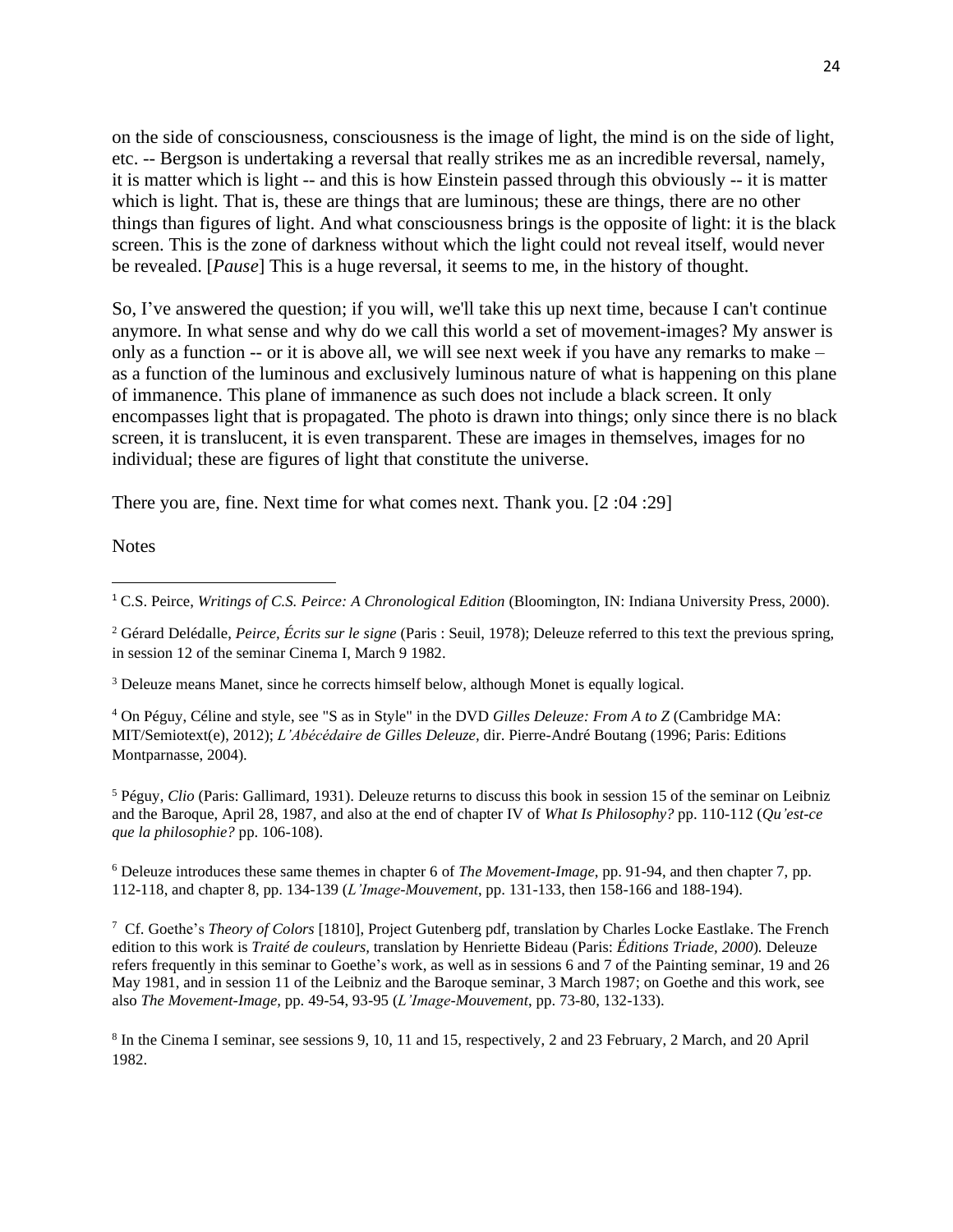on the side of consciousness, consciousness is the image of light, the mind is on the side of light, etc. -- Bergson is undertaking a reversal that really strikes me as an incredible reversal, namely, it is matter which is light -- and this is how Einstein passed through this obviously -- it is matter which is light. That is, these are things that are luminous; these are things, there are no other things than figures of light. And what consciousness brings is the opposite of light: it is the black screen. This is the zone of darkness without which the light could not reveal itself, would never be revealed. [*Pause*] This is a huge reversal, it seems to me, in the history of thought.

So, I've answered the question; if you will, we'll take this up next time, because I can't continue anymore. In what sense and why do we call this world a set of movement-images? My answer is only as a function -- or it is above all, we will see next week if you have any remarks to make – as a function of the luminous and exclusively luminous nature of what is happening on this plane of immanence. This plane of immanence as such does not include a black screen. It only encompasses light that is propagated. The photo is drawn into things; only since there is no black screen, it is translucent, it is even transparent. These are images in themselves, images for no individual; these are figures of light that constitute the universe.

There you are, fine. Next time for what comes next. Thank you. [2 :04 :29]

Notes

---

[1] C.S. Peirce, *Writings of C.S. Peirce: A Chronological Edition* (Bloomington, IN: Indiana University Press, 2000).

[2] Gérard Delédalle, *Peirce, Écrits sur le signe* (Paris : Seuil, 1978); Deleuze referred to this text the previous spring, in session 12 of the seminar Cinema I, March 9 1982.

[3] Deleuze means Manet, since he corrects himself below, although Monet is equally logical.

[4] On Péguy, Céline and style, see "S as in Style" in the DVD *Gilles Deleuze: From A to Z* (Cambridge MA: MIT/Semiotext(e), 2012); *L'Abécédaire de Gilles Deleuze,* dir. Pierre-André Boutang (1996; Paris: Editions Montparnasse, 2004).

[5] Péguy, *Clio* (Paris: Gallimard, 1931). Deleuze returns to discuss this book in session 15 of the seminar on Leibniz and the Baroque, April 28, 1987, and also at the end of chapter IV of *What Is Philosophy?* pp. 110-112 (*Qu'est-ce que la philosophie?* pp. 106-108).

[6] Deleuze introduces these same themes in chapter 6 of *The Movement-Image*, pp. 91-94, and then chapter 7, pp. 112-118, and chapter 8, pp. 134-139 (*L'Image-Mouvement*, pp. 131-133, then 158-166 and 188-194).

[7] Cf. Goethe's *Theory of Colors* [1810], Project Gutenberg pdf, translation by Charles Locke Eastlake. The French edition to this work is *Traité de couleurs,* translation by Henriette Bideau (Paris: *Éditions Triade, 2000*). Deleuze refers frequently in this seminar to Goethe's work, as well as in sessions 6 and 7 of the Painting seminar, 19 and 26 May 1981, and in session 11 of the Leibniz and the Baroque seminar, 3 March 1987; on Goethe and this work, see also *The Movement-Image,* pp. 49-54, 93-95 (*L'Image-Mouvement*, pp. 73-80, 132-133).

[8] In the Cinema I seminar, see sessions 9, 10, 11 and 15, respectively, 2 and 23 February, 2 March, and 20 April 1982.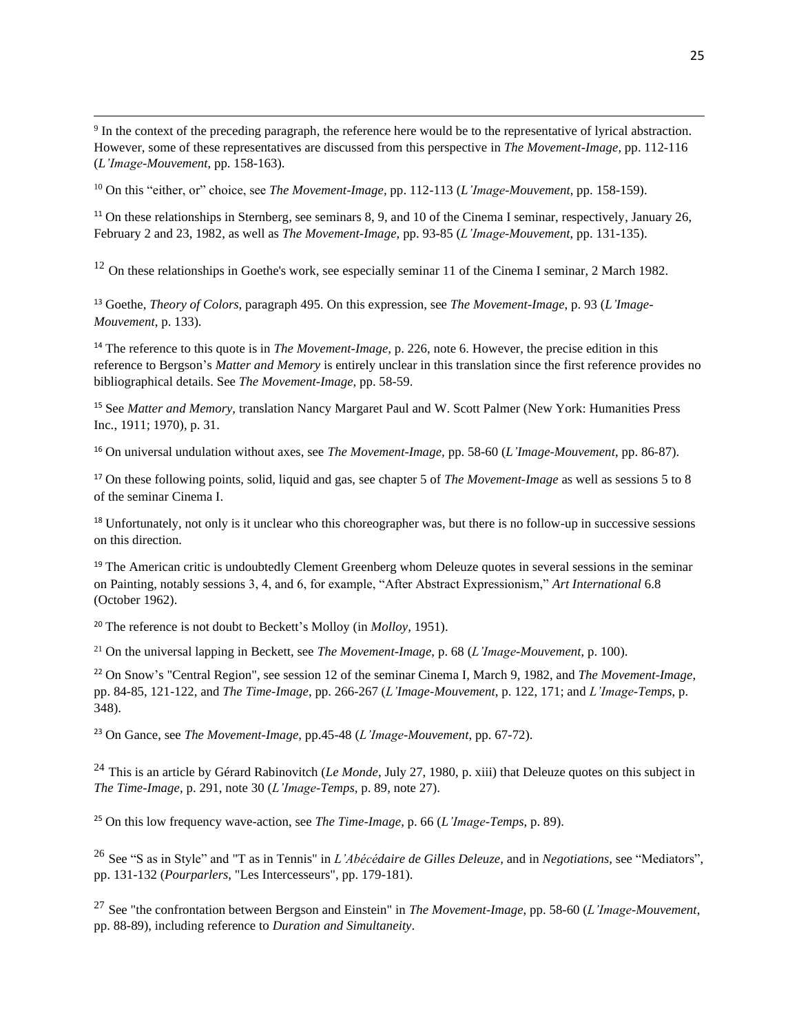[9] In the context of the preceding paragraph, the reference here would be to the representative of lyrical abstraction. However, some of these representatives are discussed from this perspective in *The Movement-Image*, pp. 112-116 (*L'Image-Mouvement*, pp. 158-163).

[10] On this "either, or" choice, see *The Movement-Image*, pp. 112-113 (*L'Image-Mouvement*, pp. 158-159).

[11] On these relationships in Sternberg, see seminars 8, 9, and 10 of the Cinema I seminar, respectively, January 26, February 2 and 23, 1982, as well as *The Movement-Image*, pp. 93-85 (*L'Image-Mouvement*, pp. 131-135).

[12] On these relationships in Goethe's work, see especially seminar 11 of the Cinema I seminar, 2 March 1982.

[13] Goethe, *Theory of Colors*, paragraph 495. On this expression, see *The Movement-Image*, p. 93 (*L'Image-Mouvement*, p. 133).

[14] The reference to this quote is in *The Movement-Image*, p. 226, note 6. However, the precise edition in this reference to Bergson's *Matter and Memory* is entirely unclear in this translation since the first reference provides no bibliographical details. See *The Movement-Image*, pp. 58-59.

[15] See *Matter and Memory*, translation Nancy Margaret Paul and W. Scott Palmer (New York: Humanities Press Inc., 1911; 1970), p. 31.

[16] On universal undulation without axes, see *The Movement-Image*, pp. 58-60 (*L'Image-Mouvement*, pp. 86-87).

[17] On these following points, solid, liquid and gas, see chapter 5 of *The Movement-Image* as well as sessions 5 to 8 of the seminar Cinema I.

[18] Unfortunately, not only is it unclear who this choreographer was, but there is no follow-up in successive sessions on this direction.

[19] The American critic is undoubtedly Clement Greenberg whom Deleuze quotes in several sessions in the seminar on Painting, notably sessions 3, 4, and 6, for example, "After Abstract Expressionism," *Art International* 6.8 (October 1962).

[20] The reference is not doubt to Beckett's Molloy (in *Molloy*, 1951).

[21] On the universal lapping in Beckett, see *The Movement-Image*, p. 68 (*L'Image-Mouvement*, p. 100).

[22] On Snow's "Central Region", see session 12 of the seminar Cinema I, March 9, 1982, and *The Movement-Image*, pp. 84-85, 121-122, and *The Time-Image*, pp. 266-267 (*L'Image-Mouvement*, p. 122, 171; and *L'Image-Temps*, p. 348).

[23] On Gance, see *The Movement-Image*, pp.45-48 (*L'Image-Mouvement*, pp. 67-72).

[24] This is an article by Gérard Rabinovitch (*Le Monde*, July 27, 1980, p. xiii) that Deleuze quotes on this subject in *The Time-Image*, p. 291, note 30 (*L'Image-Temps*, p. 89, note 27).

[25] On this low frequency wave-action, see *The Time-Image*, p. 66 (*L'Image-Temps*, p. 89).

[26] See "S as in Style" and "T as in Tennis" in *L'Abécédaire de Gilles Deleuze*, and in *Negotiations*, see "Mediators", pp. 131-132 (*Pourparlers*, "Les Intercesseurs", pp. 179-181).

[27] See "the confrontation between Bergson and Einstein" in *The Movement-Image*, pp. 58-60 (*L'Image-Mouvement*, pp. 88-89), including reference to *Duration and Simultaneity*.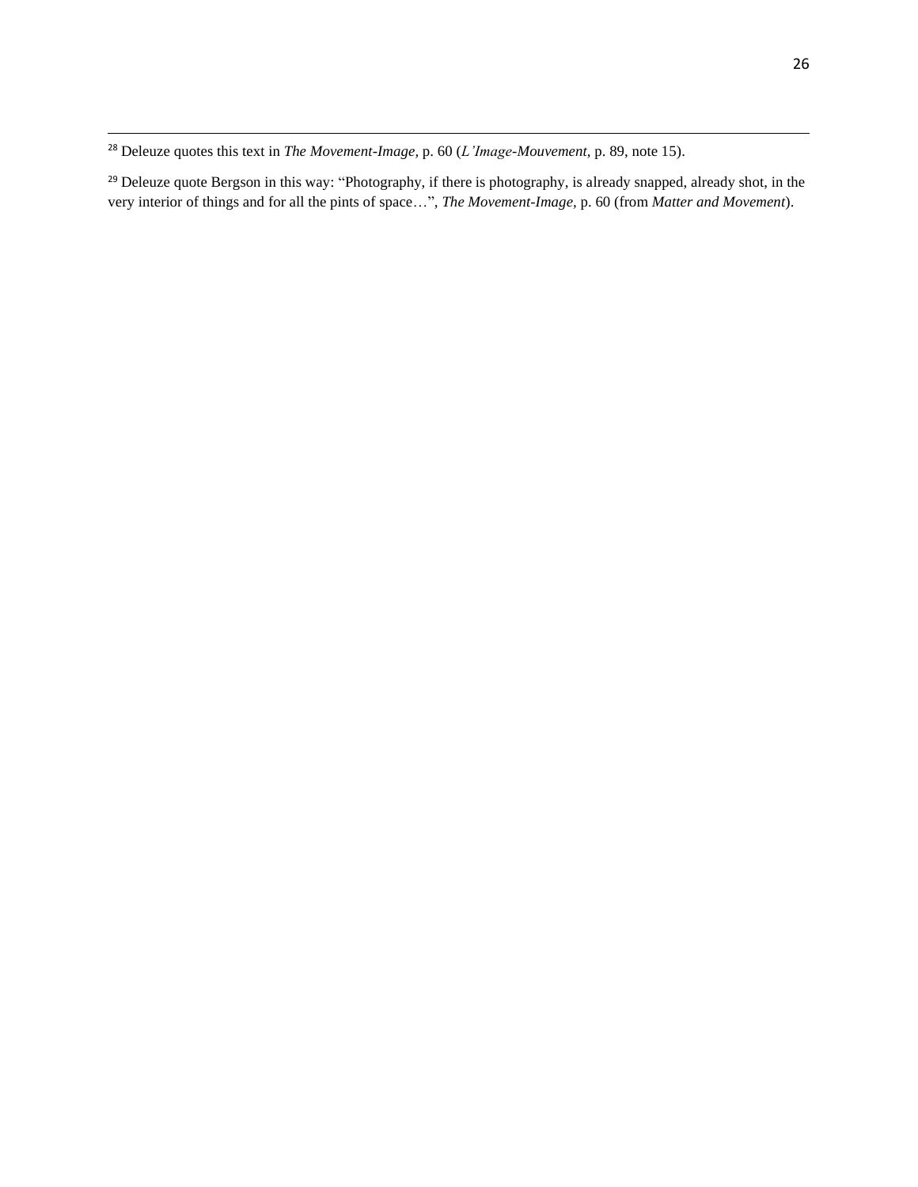[28] Deleuze quotes this text in *The Movement-Image*, p. 60 (*L'Image-Mouvement*, p. 89, note 15).

[29] Deleuze quote Bergson in this way: "Photography, if there is photography, is already snapped, already shot, in the very interior of things and for all the pints of space…", *The Movement-Image*, p. 60 (from *Matter and Movement*).